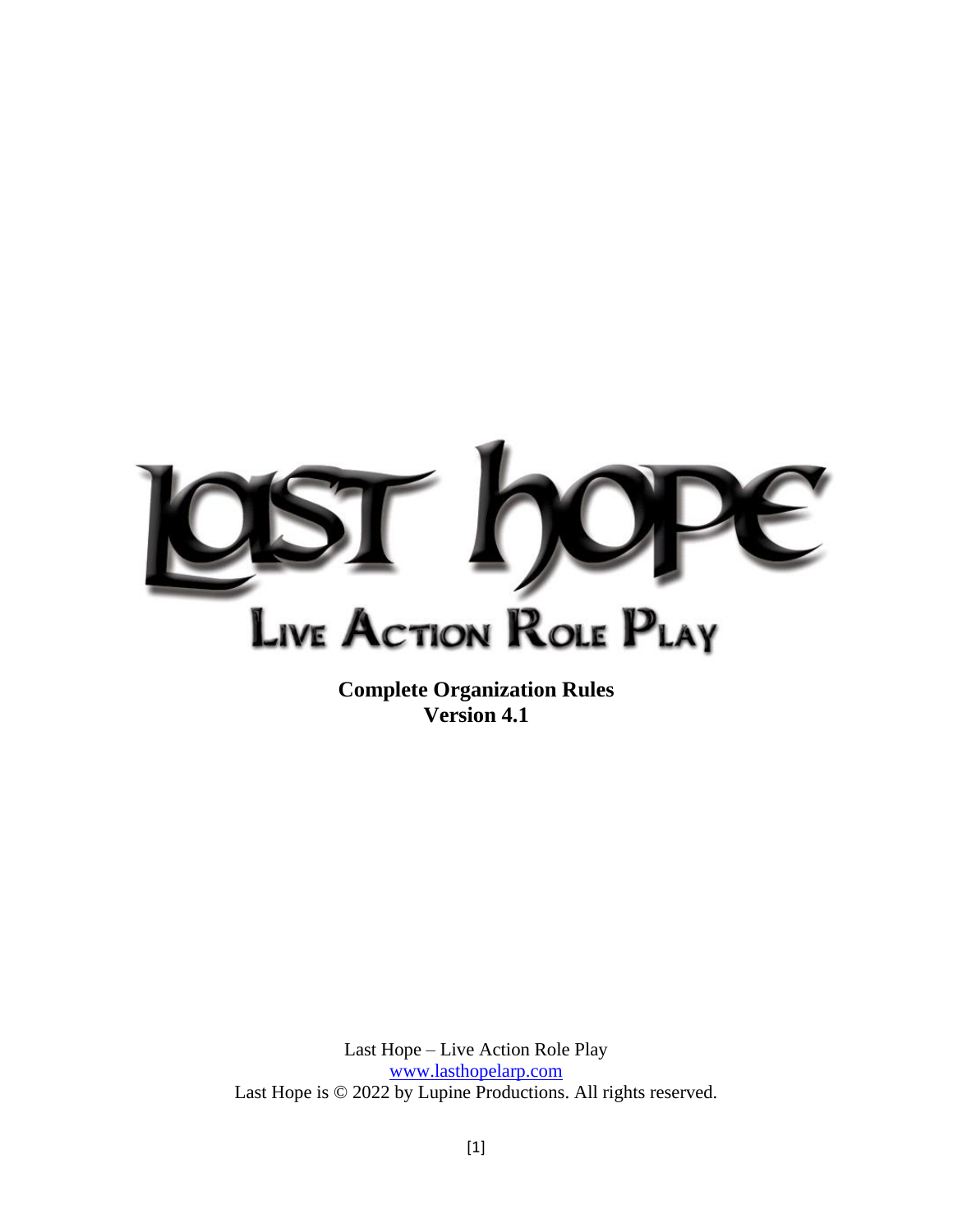# Last Hope

## Live Action Role Play

**Complete Organization Rules**
**Version 4.1**

Last Hope – Live Action Role Play
www.lasthopelarp.com
Last Hope is © 2022 by Lupine Productions. All rights reserved.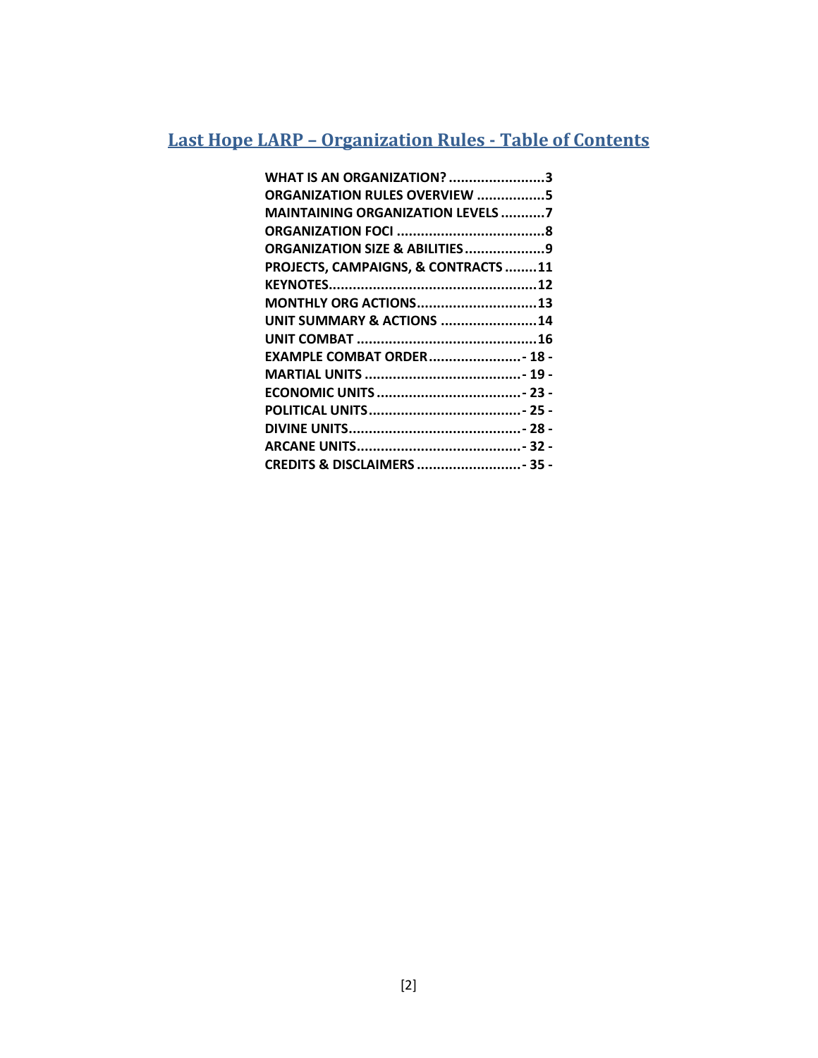# Last Hope LARP – Organization Rules - Table of Contents

**WHAT IS AN ORGANIZATION?** ........................3
**ORGANIZATION RULES OVERVIEW** .................5
**MAINTAINING ORGANIZATION LEVELS** ...........7
**ORGANIZATION FOCI** .....................................8
**ORGANIZATION SIZE & ABILITIES** ....................9
**PROJECTS, CAMPAIGNS, & CONTRACTS** ........11
**KEYNOTES**...................................................12
**MONTHLY ORG ACTIONS**..............................13
**UNIT SUMMARY & ACTIONS** ........................14
**UNIT COMBAT** .............................................16
**EXAMPLE COMBAT ORDER**.......................- 18 -
**MARTIAL UNITS** .......................................- 19 -
**ECONOMIC UNITS** ....................................- 23 -
**POLITICAL UNITS**......................................- 25 -
**DIVINE UNITS**...........................................- 28 -
**ARCANE UNITS**.........................................- 32 -
**CREDITS & DISCLAIMERS** ..........................- 35 -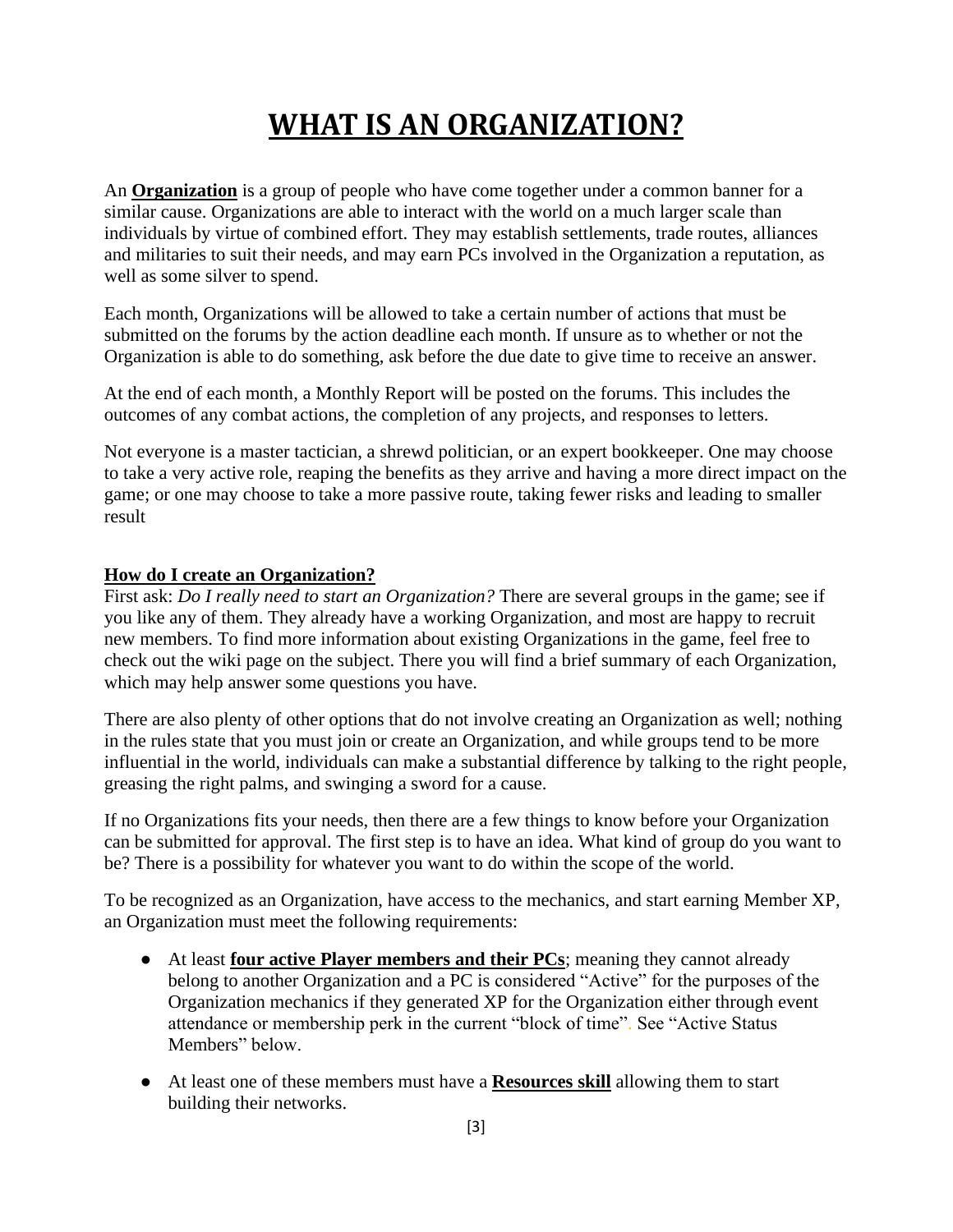# WHAT IS AN ORGANIZATION?

An **Organization** is a group of people who have come together under a common banner for a similar cause. Organizations are able to interact with the world on a much larger scale than individuals by virtue of combined effort. They may establish settlements, trade routes, alliances and militaries to suit their needs, and may earn PCs involved in the Organization a reputation, as well as some silver to spend.

Each month, Organizations will be allowed to take a certain number of actions that must be submitted on the forums by the action deadline each month. If unsure as to whether or not the Organization is able to do something, ask before the due date to give time to receive an answer.

At the end of each month, a Monthly Report will be posted on the forums. This includes the outcomes of any combat actions, the completion of any projects, and responses to letters.

Not everyone is a master tactician, a shrewd politician, or an expert bookkeeper. One may choose to take a very active role, reaping the benefits as they arrive and having a more direct impact on the game; or one may choose to take a more passive route, taking fewer risks and leading to smaller result

## How do I create an Organization?

First ask: *Do I really need to start an Organization?* There are several groups in the game; see if you like any of them. They already have a working Organization, and most are happy to recruit new members. To find more information about existing Organizations in the game, feel free to check out the wiki page on the subject. There you will find a brief summary of each Organization, which may help answer some questions you have.

There are also plenty of other options that do not involve creating an Organization as well; nothing in the rules state that you must join or create an Organization, and while groups tend to be more influential in the world, individuals can make a substantial difference by talking to the right people, greasing the right palms, and swinging a sword for a cause.

If no Organizations fits your needs, then there are a few things to know before your Organization can be submitted for approval. The first step is to have an idea. What kind of group do you want to be? There is a possibility for whatever you want to do within the scope of the world.

To be recognized as an Organization, have access to the mechanics, and start earning Member XP, an Organization must meet the following requirements:

- At least **four active Player members and their PCs**; meaning they cannot already belong to another Organization and a PC is considered "Active" for the purposes of the Organization mechanics if they generated XP for the Organization either through event attendance or membership perk in the current "block of time". See "Active Status Members" below.
- At least one of these members must have a **Resources skill** allowing them to start building their networks.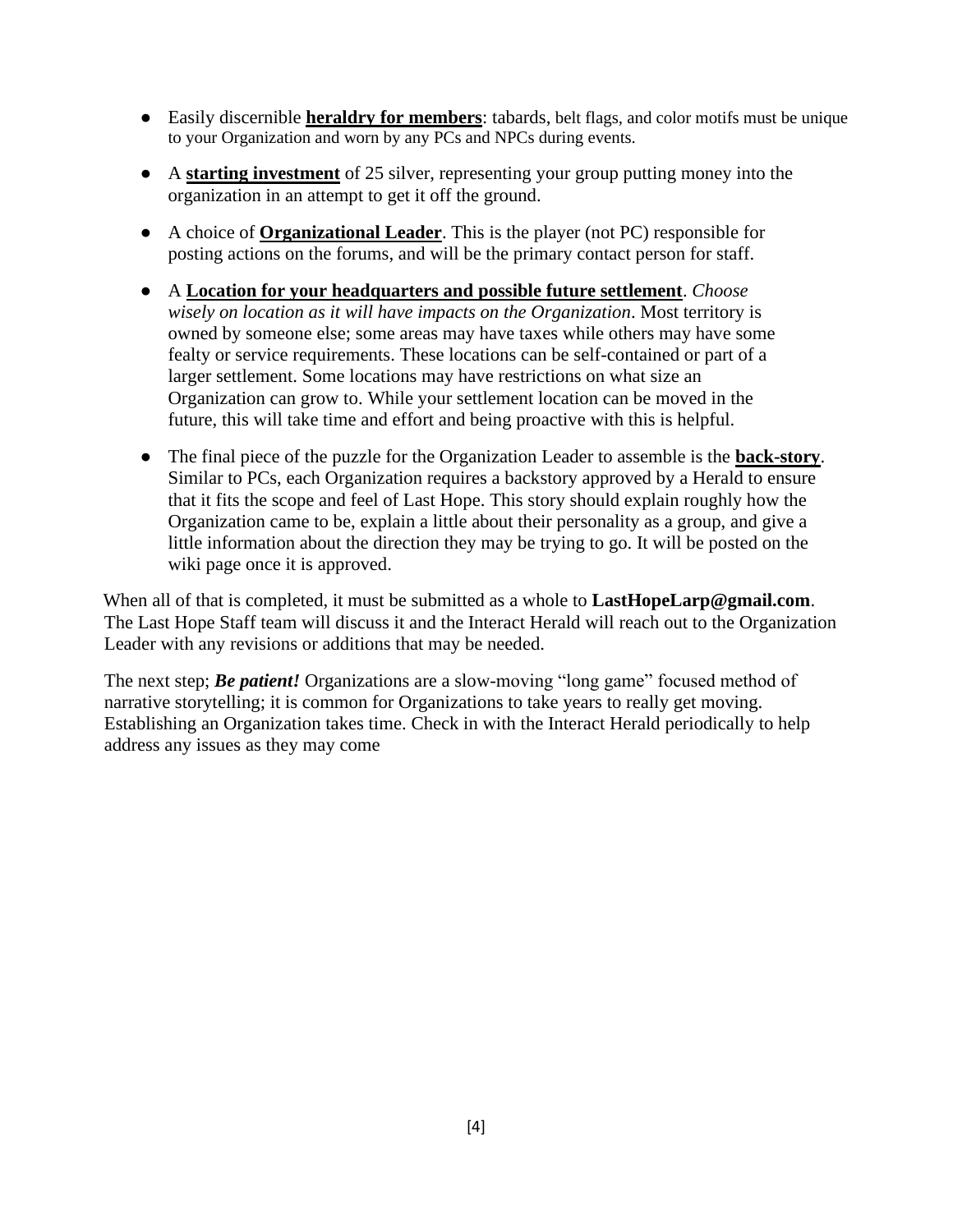- Easily discernible **heraldry for members**: tabards, belt flags, and color motifs must be unique to your Organization and worn by any PCs and NPCs during events.

- A **starting investment** of 25 silver, representing your group putting money into the organization in an attempt to get it off the ground.

- A choice of **Organizational Leader**. This is the player (not PC) responsible for posting actions on the forums, and will be the primary contact person for staff.

- A **Location for your headquarters and possible future settlement**. *Choose wisely on location as it will have impacts on the Organization*. Most territory is owned by someone else; some areas may have taxes while others may have some fealty or service requirements. These locations can be self-contained or part of a larger settlement. Some locations may have restrictions on what size an Organization can grow to. While your settlement location can be moved in the future, this will take time and effort and being proactive with this is helpful.

- The final piece of the puzzle for the Organization Leader to assemble is the **back-story**. Similar to PCs, each Organization requires a backstory approved by a Herald to ensure that it fits the scope and feel of Last Hope. This story should explain roughly how the Organization came to be, explain a little about their personality as a group, and give a little information about the direction they may be trying to go. It will be posted on the wiki page once it is approved.

When all of that is completed, it must be submitted as a whole to **LastHopeLarp@gmail.com**. The Last Hope Staff team will discuss it and the Interact Herald will reach out to the Organization Leader with any revisions or additions that may be needed.

The next step; ***Be patient!*** Organizations are a slow-moving "long game" focused method of narrative storytelling; it is common for Organizations to take years to really get moving. Establishing an Organization takes time. Check in with the Interact Herald periodically to help address any issues as they may come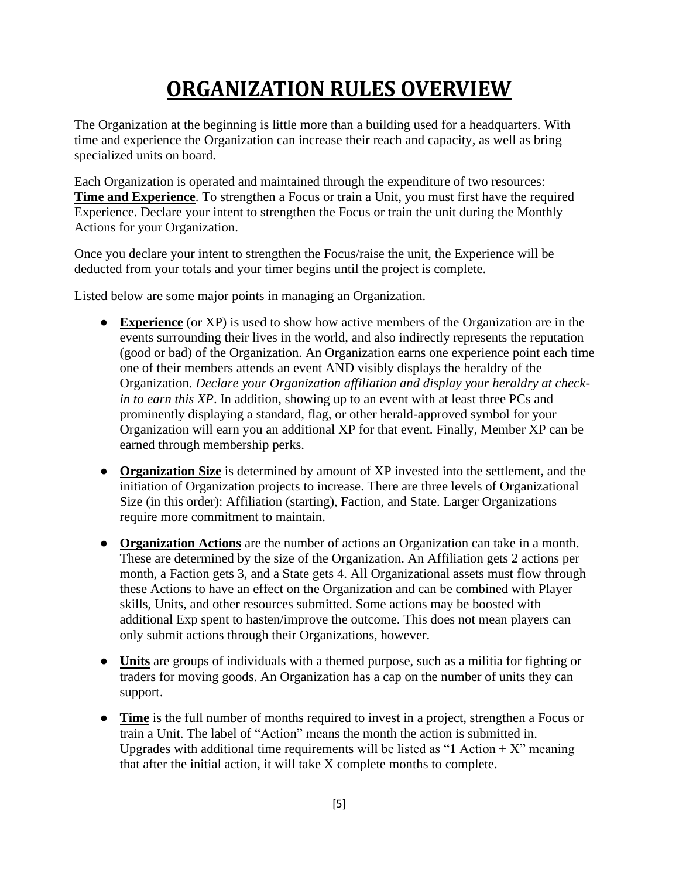# ORGANIZATION RULES OVERVIEW

The Organization at the beginning is little more than a building used for a headquarters. With time and experience the Organization can increase their reach and capacity, as well as bring specialized units on board.

Each Organization is operated and maintained through the expenditure of two resources: **Time and Experience**. To strengthen a Focus or train a Unit, you must first have the required Experience. Declare your intent to strengthen the Focus or train the unit during the Monthly Actions for your Organization.

Once you declare your intent to strengthen the Focus/raise the unit, the Experience will be deducted from your totals and your timer begins until the project is complete.

Listed below are some major points in managing an Organization.

- **Experience** (or XP) is used to show how active members of the Organization are in the events surrounding their lives in the world, and also indirectly represents the reputation (good or bad) of the Organization. An Organization earns one experience point each time one of their members attends an event AND visibly displays the heraldry of the Organization. *Declare your Organization affiliation and display your heraldry at check-in to earn this XP*. In addition, showing up to an event with at least three PCs and prominently displaying a standard, flag, or other herald-approved symbol for your Organization will earn you an additional XP for that event. Finally, Member XP can be earned through membership perks.

- **Organization Size** is determined by amount of XP invested into the settlement, and the initiation of Organization projects to increase. There are three levels of Organizational Size (in this order): Affiliation (starting), Faction, and State. Larger Organizations require more commitment to maintain.

- **Organization Actions** are the number of actions an Organization can take in a month. These are determined by the size of the Organization. An Affiliation gets 2 actions per month, a Faction gets 3, and a State gets 4. All Organizational assets must flow through these Actions to have an effect on the Organization and can be combined with Player skills, Units, and other resources submitted. Some actions may be boosted with additional Exp spent to hasten/improve the outcome. This does not mean players can only submit actions through their Organizations, however.

- **Units** are groups of individuals with a themed purpose, such as a militia for fighting or traders for moving goods. An Organization has a cap on the number of units they can support.

- **Time** is the full number of months required to invest in a project, strengthen a Focus or train a Unit. The label of "Action" means the month the action is submitted in. Upgrades with additional time requirements will be listed as "1 Action + X" meaning that after the initial action, it will take X complete months to complete.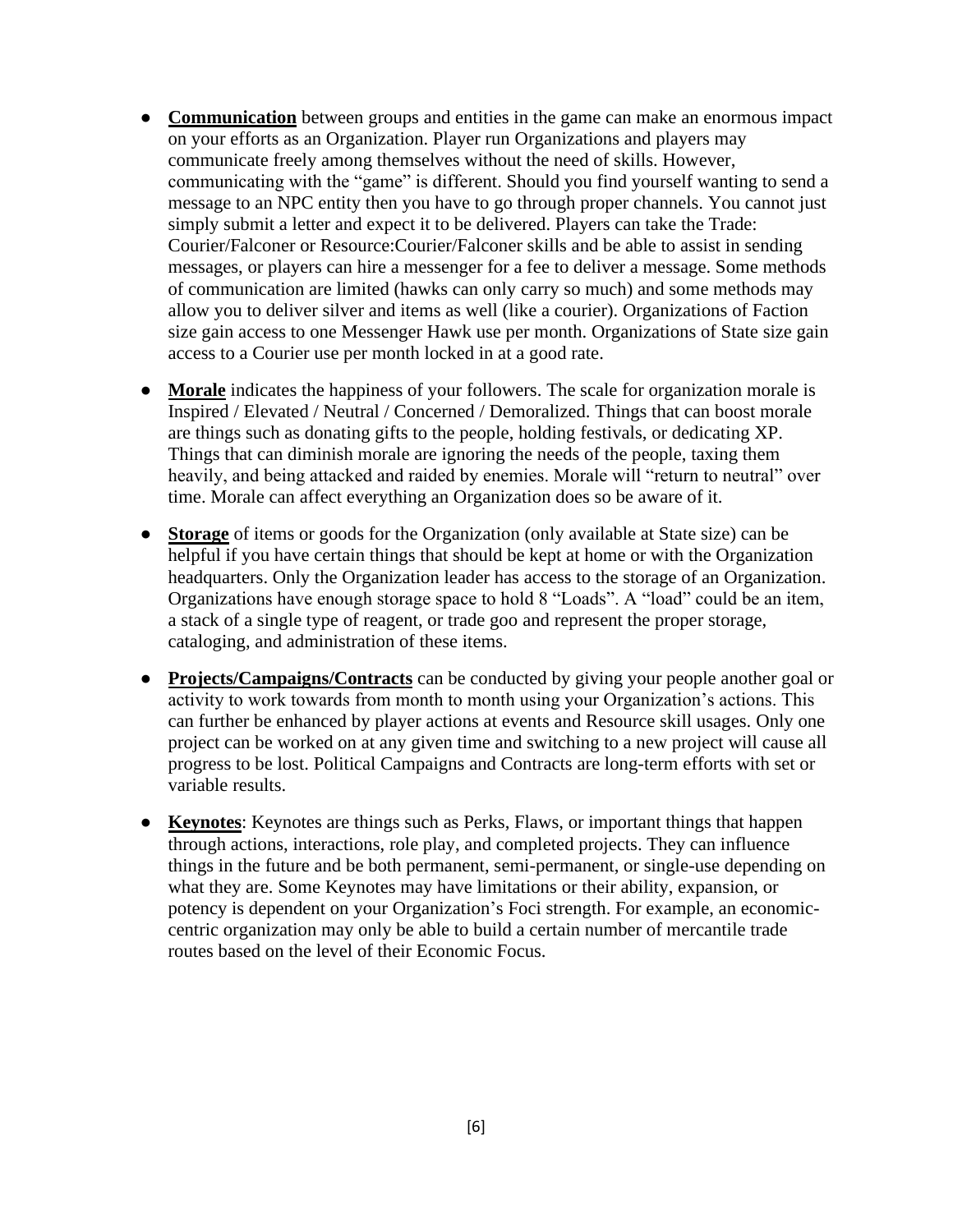- **Communication** between groups and entities in the game can make an enormous impact on your efforts as an Organization. Player run Organizations and players may communicate freely among themselves without the need of skills. However, communicating with the "game" is different. Should you find yourself wanting to send a message to an NPC entity then you have to go through proper channels. You cannot just simply submit a letter and expect it to be delivered. Players can take the Trade: Courier/Falconer or Resource:Courier/Falconer skills and be able to assist in sending messages, or players can hire a messenger for a fee to deliver a message. Some methods of communication are limited (hawks can only carry so much) and some methods may allow you to deliver silver and items as well (like a courier). Organizations of Faction size gain access to one Messenger Hawk use per month. Organizations of State size gain access to a Courier use per month locked in at a good rate.

- **Morale** indicates the happiness of your followers. The scale for organization morale is Inspired / Elevated / Neutral / Concerned / Demoralized. Things that can boost morale are things such as donating gifts to the people, holding festivals, or dedicating XP. Things that can diminish morale are ignoring the needs of the people, taxing them heavily, and being attacked and raided by enemies. Morale will "return to neutral" over time. Morale can affect everything an Organization does so be aware of it.

- **Storage** of items or goods for the Organization (only available at State size) can be helpful if you have certain things that should be kept at home or with the Organization headquarters. Only the Organization leader has access to the storage of an Organization. Organizations have enough storage space to hold 8 "Loads". A "load" could be an item, a stack of a single type of reagent, or trade goo and represent the proper storage, cataloging, and administration of these items.

- **Projects/Campaigns/Contracts** can be conducted by giving your people another goal or activity to work towards from month to month using your Organization's actions. This can further be enhanced by player actions at events and Resource skill usages. Only one project can be worked on at any given time and switching to a new project will cause all progress to be lost. Political Campaigns and Contracts are long-term efforts with set or variable results.

- **Keynotes**: Keynotes are things such as Perks, Flaws, or important things that happen through actions, interactions, role play, and completed projects. They can influence things in the future and be both permanent, semi-permanent, or single-use depending on what they are. Some Keynotes may have limitations or their ability, expansion, or potency is dependent on your Organization's Foci strength. For example, an economic-centric organization may only be able to build a certain number of mercantile trade routes based on the level of their Economic Focus.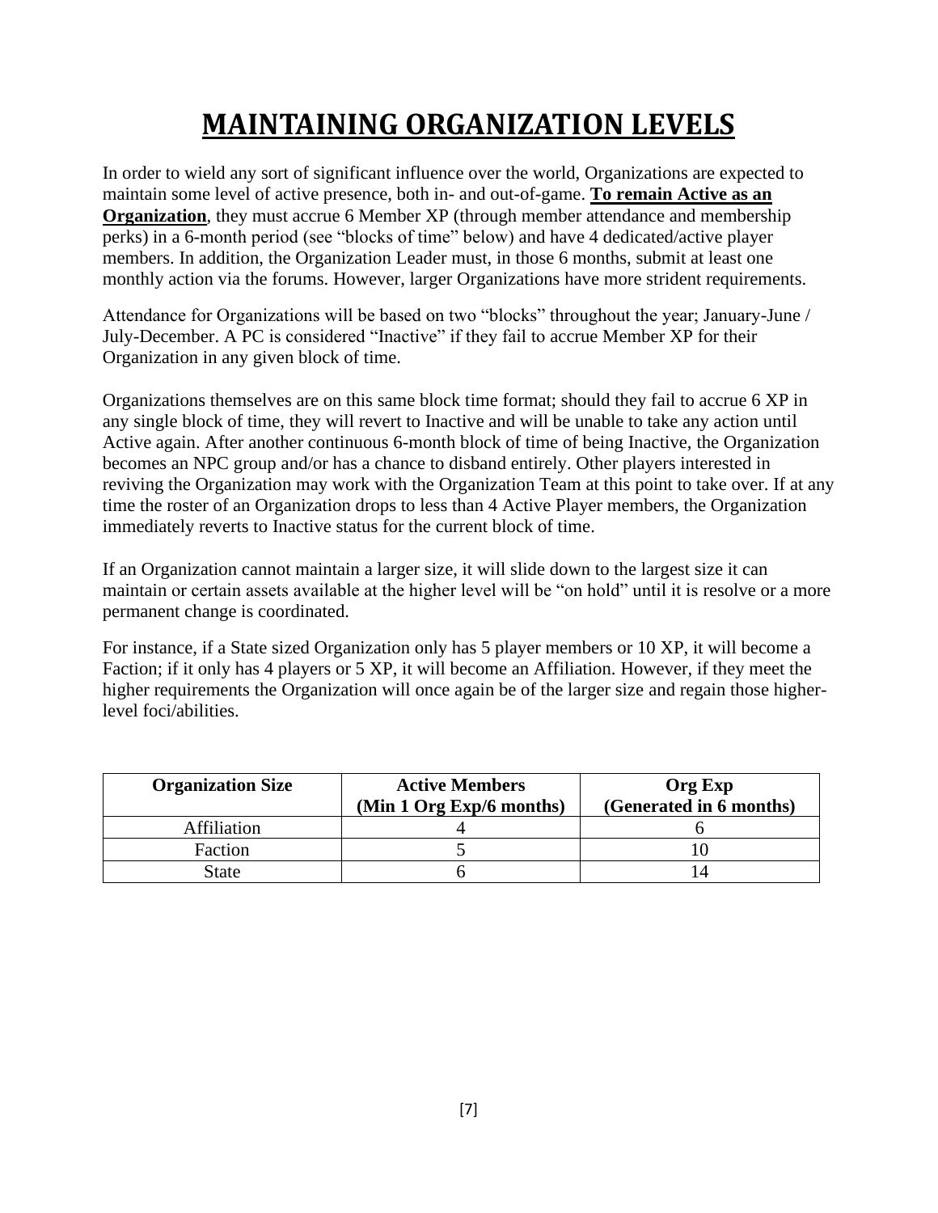# MAINTAINING ORGANIZATION LEVELS

In order to wield any sort of significant influence over the world, Organizations are expected to maintain some level of active presence, both in- and out-of-game. **To remain Active as an Organization**, they must accrue 6 Member XP (through member attendance and membership perks) in a 6-month period (see "blocks of time" below) and have 4 dedicated/active player members. In addition, the Organization Leader must, in those 6 months, submit at least one monthly action via the forums. However, larger Organizations have more strident requirements.

Attendance for Organizations will be based on two "blocks" throughout the year; January-June / July-December. A PC is considered "Inactive" if they fail to accrue Member XP for their Organization in any given block of time.

Organizations themselves are on this same block time format; should they fail to accrue 6 XP in any single block of time, they will revert to Inactive and will be unable to take any action until Active again. After another continuous 6-month block of time of being Inactive, the Organization becomes an NPC group and/or has a chance to disband entirely. Other players interested in reviving the Organization may work with the Organization Team at this point to take over. If at any time the roster of an Organization drops to less than 4 Active Player members, the Organization immediately reverts to Inactive status for the current block of time.

If an Organization cannot maintain a larger size, it will slide down to the largest size it can maintain or certain assets available at the higher level will be "on hold" until it is resolve or a more permanent change is coordinated.

For instance, if a State sized Organization only has 5 player members or 10 XP, it will become a Faction; if it only has 4 players or 5 XP, it will become an Affiliation. However, if they meet the higher requirements the Organization will once again be of the larger size and regain those higher-level foci/abilities.

| Organization Size | Active Members (Min 1 Org Exp/6 months) | Org Exp (Generated in 6 months) |
|---|---|---|
| Affiliation | 4 | 6 |
| Faction | 5 | 10 |
| State | 6 | 14 |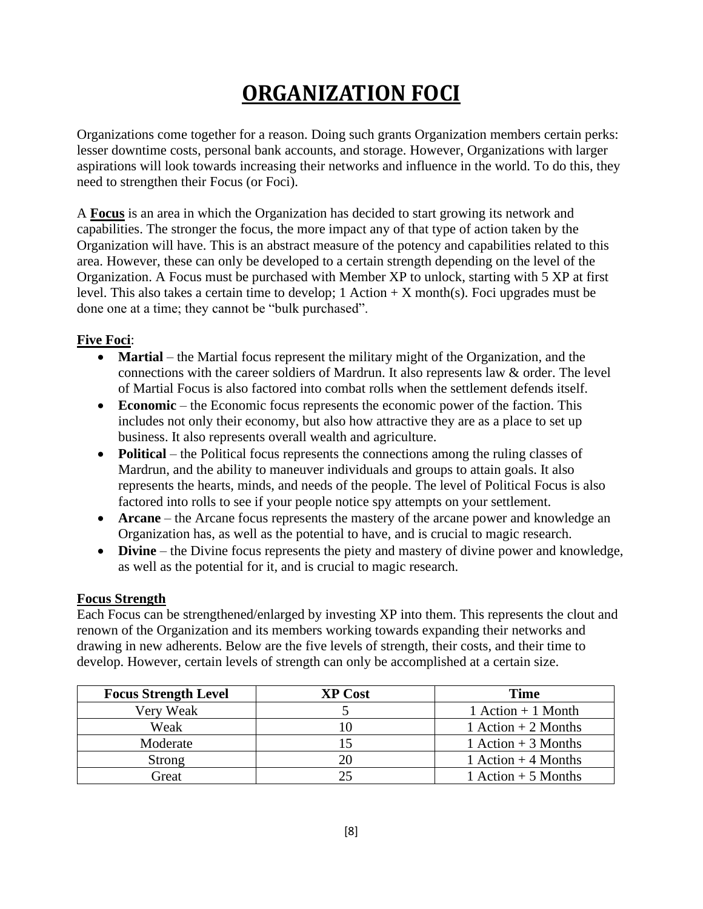# ORGANIZATION FOCI

Organizations come together for a reason. Doing such grants Organization members certain perks: lesser downtime costs, personal bank accounts, and storage. However, Organizations with larger aspirations will look towards increasing their networks and influence in the world. To do this, they need to strengthen their Focus (or Foci).

A **Focus** is an area in which the Organization has decided to start growing its network and capabilities. The stronger the focus, the more impact any of that type of action taken by the Organization will have. This is an abstract measure of the potency and capabilities related to this area. However, these can only be developed to a certain strength depending on the level of the Organization. A Focus must be purchased with Member XP to unlock, starting with 5 XP at first level. This also takes a certain time to develop; 1 Action + X month(s). Foci upgrades must be done one at a time; they cannot be "bulk purchased".

**Five Foci**:

- **Martial** – the Martial focus represent the military might of the Organization, and the connections with the career soldiers of Mardrun. It also represents law & order. The level of Martial Focus is also factored into combat rolls when the settlement defends itself.
- **Economic** – the Economic focus represents the economic power of the faction. This includes not only their economy, but also how attractive they are as a place to set up business. It also represents overall wealth and agriculture.
- **Political** – the Political focus represents the connections among the ruling classes of Mardrun, and the ability to maneuver individuals and groups to attain goals. It also represents the hearts, minds, and needs of the people. The level of Political Focus is also factored into rolls to see if your people notice spy attempts on your settlement.
- **Arcane** – the Arcane focus represents the mastery of the arcane power and knowledge an Organization has, as well as the potential to have, and is crucial to magic research.
- **Divine** – the Divine focus represents the piety and mastery of divine power and knowledge, as well as the potential for it, and is crucial to magic research.

**Focus Strength**

Each Focus can be strengthened/enlarged by investing XP into them. This represents the clout and renown of the Organization and its members working towards expanding their networks and drawing in new adherents. Below are the five levels of strength, their costs, and their time to develop. However, certain levels of strength can only be accomplished at a certain size.

| Focus Strength Level | XP Cost | Time |
| --- | --- | --- |
| Very Weak | 5 | 1 Action + 1 Month |
| Weak | 10 | 1 Action + 2 Months |
| Moderate | 15 | 1 Action + 3 Months |
| Strong | 20 | 1 Action + 4 Months |
| Great | 25 | 1 Action + 5 Months |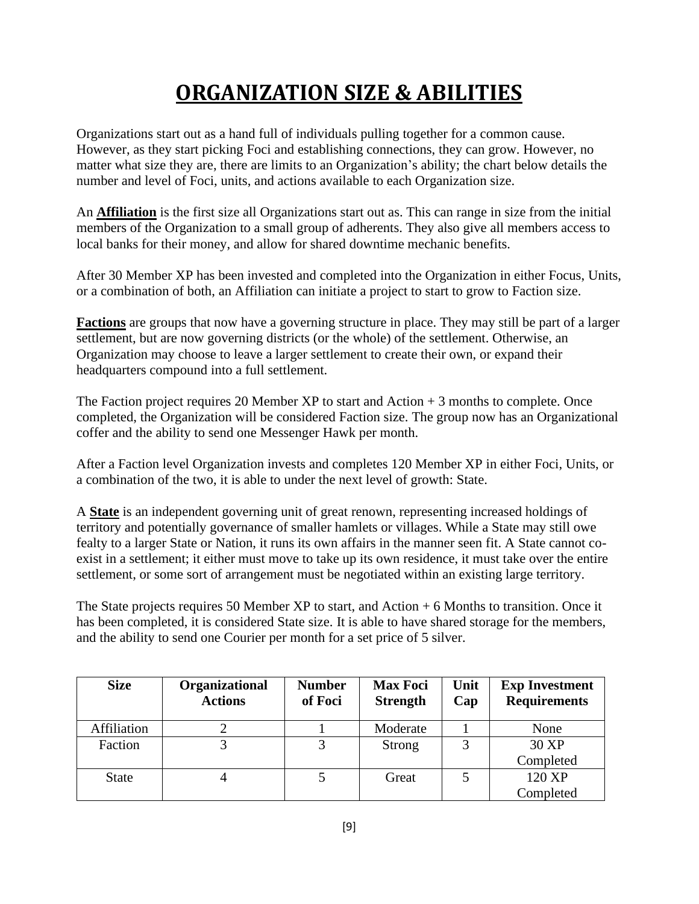# ORGANIZATION SIZE & ABILITIES

Organizations start out as a hand full of individuals pulling together for a common cause. However, as they start picking Foci and establishing connections, they can grow. However, no matter what size they are, there are limits to an Organization's ability; the chart below details the number and level of Foci, units, and actions available to each Organization size.

An **Affiliation** is the first size all Organizations start out as. This can range in size from the initial members of the Organization to a small group of adherents. They also give all members access to local banks for their money, and allow for shared downtime mechanic benefits.

After 30 Member XP has been invested and completed into the Organization in either Focus, Units, or a combination of both, an Affiliation can initiate a project to start to grow to Faction size.

**Factions** are groups that now have a governing structure in place. They may still be part of a larger settlement, but are now governing districts (or the whole) of the settlement. Otherwise, an Organization may choose to leave a larger settlement to create their own, or expand their headquarters compound into a full settlement.

The Faction project requires 20 Member XP to start and Action + 3 months to complete. Once completed, the Organization will be considered Faction size. The group now has an Organizational coffer and the ability to send one Messenger Hawk per month.

After a Faction level Organization invests and completes 120 Member XP in either Foci, Units, or a combination of the two, it is able to under the next level of growth: State.

A **State** is an independent governing unit of great renown, representing increased holdings of territory and potentially governance of smaller hamlets or villages. While a State may still owe fealty to a larger State or Nation, it runs its own affairs in the manner seen fit. A State cannot co-exist in a settlement; it either must move to take up its own residence, it must take over the entire settlement, or some sort of arrangement must be negotiated within an existing large territory.

The State projects requires 50 Member XP to start, and Action + 6 Months to transition. Once it has been completed, it is considered State size. It is able to have shared storage for the members, and the ability to send one Courier per month for a set price of 5 silver.

| Size | Organizational Actions | Number of Foci | Max Foci Strength | Unit Cap | Exp Investment Requirements |
|---|---|---|---|---|---|
| Affiliation | 2 | 1 | Moderate | 1 | None |
| Faction | 3 | 3 | Strong | 3 | 30 XP Completed |
| State | 4 | 5 | Great | 5 | 120 XP Completed |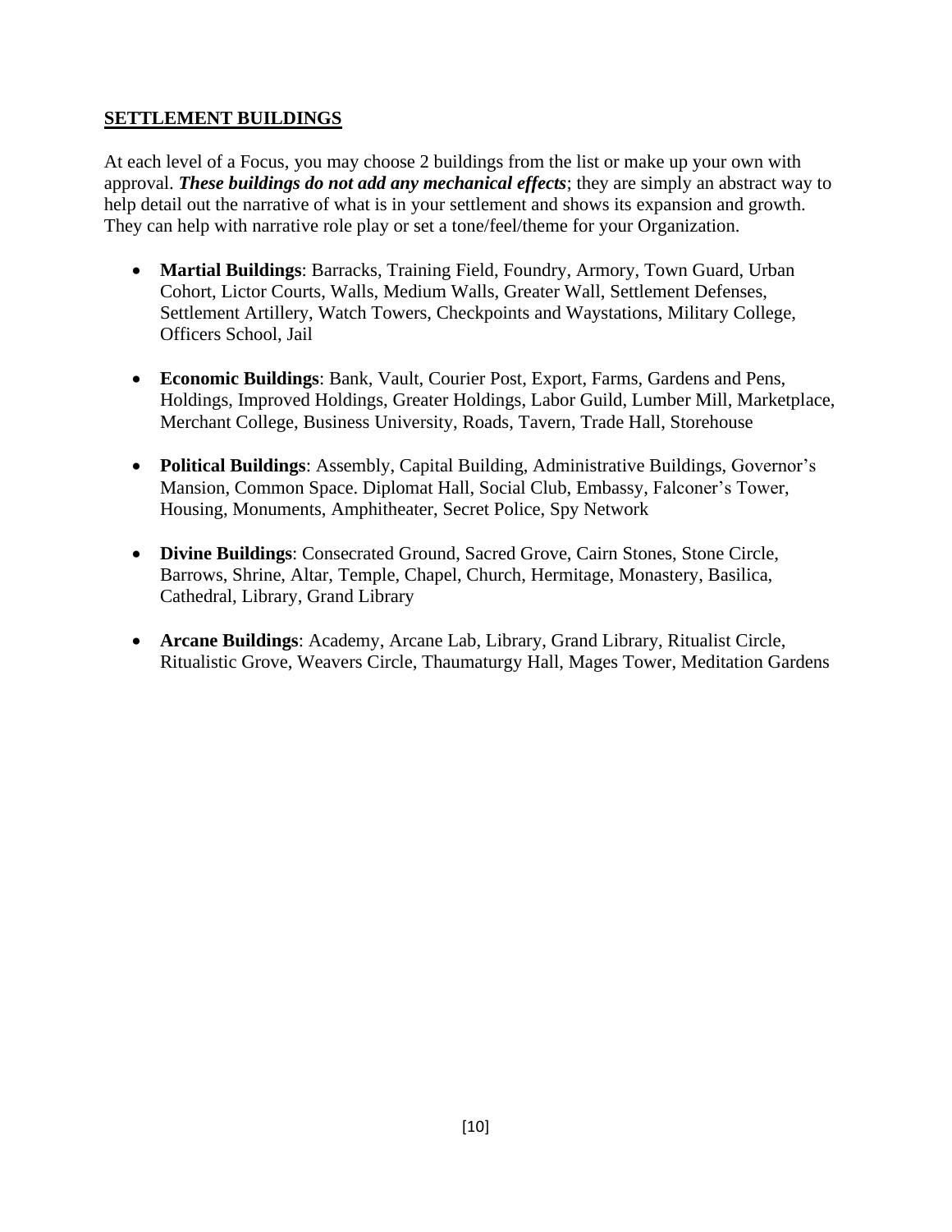## SETTLEMENT BUILDINGS

At each level of a Focus, you may choose 2 buildings from the list or make up your own with approval. ***These buildings do not add any mechanical effects***; they are simply an abstract way to help detail out the narrative of what is in your settlement and shows its expansion and growth. They can help with narrative role play or set a tone/feel/theme for your Organization.

- **Martial Buildings**: Barracks, Training Field, Foundry, Armory, Town Guard, Urban Cohort, Lictor Courts, Walls, Medium Walls, Greater Wall, Settlement Defenses, Settlement Artillery, Watch Towers, Checkpoints and Waystations, Military College, Officers School, Jail
- **Economic Buildings**: Bank, Vault, Courier Post, Export, Farms, Gardens and Pens, Holdings, Improved Holdings, Greater Holdings, Labor Guild, Lumber Mill, Marketplace, Merchant College, Business University, Roads, Tavern, Trade Hall, Storehouse
- **Political Buildings**: Assembly, Capital Building, Administrative Buildings, Governor's Mansion, Common Space. Diplomat Hall, Social Club, Embassy, Falconer's Tower, Housing, Monuments, Amphitheater, Secret Police, Spy Network
- **Divine Buildings**: Consecrated Ground, Sacred Grove, Cairn Stones, Stone Circle, Barrows, Shrine, Altar, Temple, Chapel, Church, Hermitage, Monastery, Basilica, Cathedral, Library, Grand Library
- **Arcane Buildings**: Academy, Arcane Lab, Library, Grand Library, Ritualist Circle, Ritualistic Grove, Weavers Circle, Thaumaturgy Hall, Mages Tower, Meditation Gardens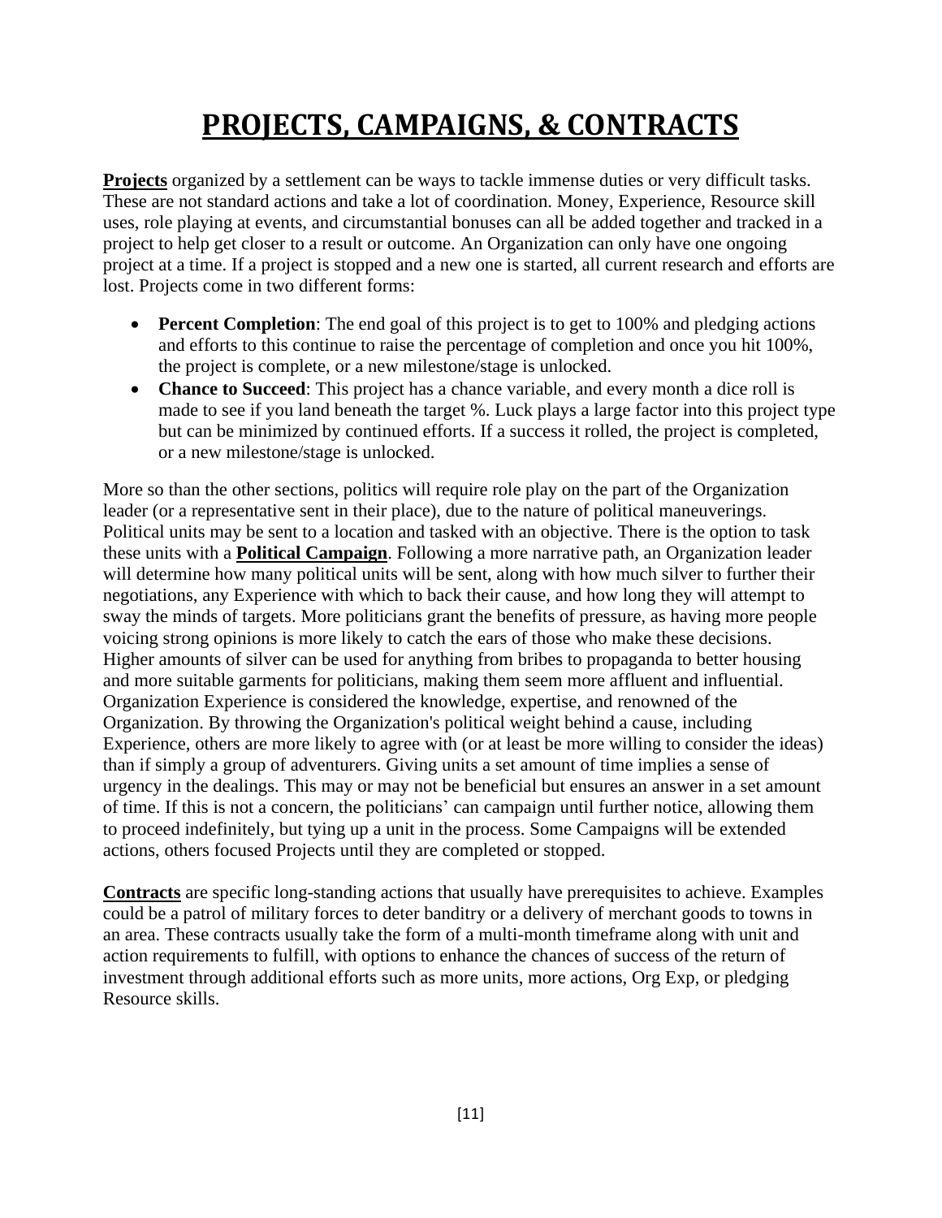# PROJECTS, CAMPAIGNS, & CONTRACTS

**Projects** organized by a settlement can be ways to tackle immense duties or very difficult tasks. These are not standard actions and take a lot of coordination. Money, Experience, Resource skill uses, role playing at events, and circumstantial bonuses can all be added together and tracked in a project to help get closer to a result or outcome. An Organization can only have one ongoing project at a time. If a project is stopped and a new one is started, all current research and efforts are lost. Projects come in two different forms:

- **Percent Completion**: The end goal of this project is to get to 100% and pledging actions and efforts to this continue to raise the percentage of completion and once you hit 100%, the project is complete, or a new milestone/stage is unlocked.
- **Chance to Succeed**: This project has a chance variable, and every month a dice roll is made to see if you land beneath the target %. Luck plays a large factor into this project type but can be minimized by continued efforts. If a success it rolled, the project is completed, or a new milestone/stage is unlocked.

More so than the other sections, politics will require role play on the part of the Organization leader (or a representative sent in their place), due to the nature of political maneuverings. Political units may be sent to a location and tasked with an objective. There is the option to task these units with a **Political Campaign**. Following a more narrative path, an Organization leader will determine how many political units will be sent, along with how much silver to further their negotiations, any Experience with which to back their cause, and how long they will attempt to sway the minds of targets. More politicians grant the benefits of pressure, as having more people voicing strong opinions is more likely to catch the ears of those who make these decisions. Higher amounts of silver can be used for anything from bribes to propaganda to better housing and more suitable garments for politicians, making them seem more affluent and influential. Organization Experience is considered the knowledge, expertise, and renowned of the Organization. By throwing the Organization's political weight behind a cause, including Experience, others are more likely to agree with (or at least be more willing to consider the ideas) than if simply a group of adventurers. Giving units a set amount of time implies a sense of urgency in the dealings. This may or may not be beneficial but ensures an answer in a set amount of time. If this is not a concern, the politicians' can campaign until further notice, allowing them to proceed indefinitely, but tying up a unit in the process. Some Campaigns will be extended actions, others focused Projects until they are completed or stopped.

**Contracts** are specific long-standing actions that usually have prerequisites to achieve. Examples could be a patrol of military forces to deter banditry or a delivery of merchant goods to towns in an area. These contracts usually take the form of a multi-month timeframe along with unit and action requirements to fulfill, with options to enhance the chances of success of the return of investment through additional efforts such as more units, more actions, Org Exp, or pledging Resource skills.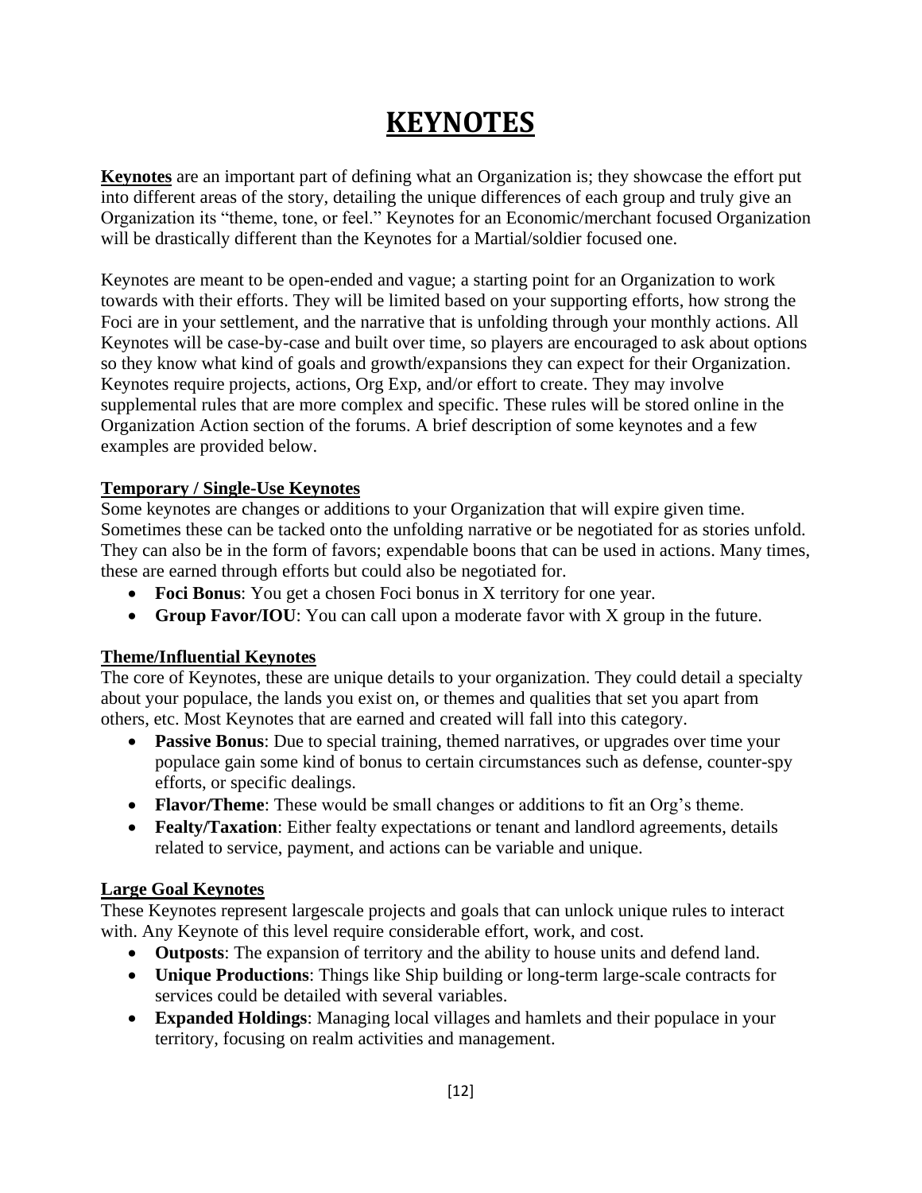# KEYNOTES

**Keynotes** are an important part of defining what an Organization is; they showcase the effort put into different areas of the story, detailing the unique differences of each group and truly give an Organization its "theme, tone, or feel." Keynotes for an Economic/merchant focused Organization will be drastically different than the Keynotes for a Martial/soldier focused one.

Keynotes are meant to be open-ended and vague; a starting point for an Organization to work towards with their efforts. They will be limited based on your supporting efforts, how strong the Foci are in your settlement, and the narrative that is unfolding through your monthly actions. All Keynotes will be case-by-case and built over time, so players are encouraged to ask about options so they know what kind of goals and growth/expansions they can expect for their Organization. Keynotes require projects, actions, Org Exp, and/or effort to create. They may involve supplemental rules that are more complex and specific. These rules will be stored online in the Organization Action section of the forums. A brief description of some keynotes and a few examples are provided below.

### Temporary / Single-Use Keynotes

Some keynotes are changes or additions to your Organization that will expire given time. Sometimes these can be tacked onto the unfolding narrative or be negotiated for as stories unfold. They can also be in the form of favors; expendable boons that can be used in actions. Many times, these are earned through efforts but could also be negotiated for.

- **Foci Bonus**: You get a chosen Foci bonus in X territory for one year.
- **Group Favor/IOU**: You can call upon a moderate favor with X group in the future.

### Theme/Influential Keynotes

The core of Keynotes, these are unique details to your organization. They could detail a specialty about your populace, the lands you exist on, or themes and qualities that set you apart from others, etc. Most Keynotes that are earned and created will fall into this category.

- **Passive Bonus**: Due to special training, themed narratives, or upgrades over time your populace gain some kind of bonus to certain circumstances such as defense, counter-spy efforts, or specific dealings.
- **Flavor/Theme**: These would be small changes or additions to fit an Org's theme.
- **Fealty/Taxation**: Either fealty expectations or tenant and landlord agreements, details related to service, payment, and actions can be variable and unique.

### Large Goal Keynotes

These Keynotes represent largescale projects and goals that can unlock unique rules to interact with. Any Keynote of this level require considerable effort, work, and cost.

- **Outposts**: The expansion of territory and the ability to house units and defend land.
- **Unique Productions**: Things like Ship building or long-term large-scale contracts for services could be detailed with several variables.
- **Expanded Holdings**: Managing local villages and hamlets and their populace in your territory, focusing on realm activities and management.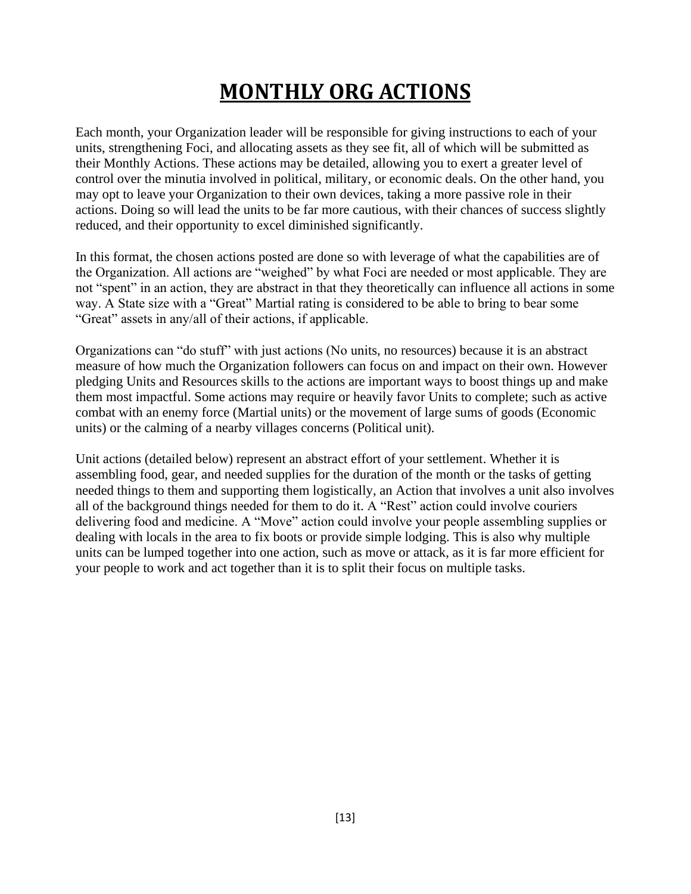# MONTHLY ORG ACTIONS

Each month, your Organization leader will be responsible for giving instructions to each of your units, strengthening Foci, and allocating assets as they see fit, all of which will be submitted as their Monthly Actions. These actions may be detailed, allowing you to exert a greater level of control over the minutia involved in political, military, or economic deals. On the other hand, you may opt to leave your Organization to their own devices, taking a more passive role in their actions. Doing so will lead the units to be far more cautious, with their chances of success slightly reduced, and their opportunity to excel diminished significantly.

In this format, the chosen actions posted are done so with leverage of what the capabilities are of the Organization. All actions are "weighed" by what Foci are needed or most applicable. They are not "spent" in an action, they are abstract in that they theoretically can influence all actions in some way. A State size with a "Great" Martial rating is considered to be able to bring to bear some "Great" assets in any/all of their actions, if applicable.

Organizations can "do stuff" with just actions (No units, no resources) because it is an abstract measure of how much the Organization followers can focus on and impact on their own. However pledging Units and Resources skills to the actions are important ways to boost things up and make them most impactful. Some actions may require or heavily favor Units to complete; such as active combat with an enemy force (Martial units) or the movement of large sums of goods (Economic units) or the calming of a nearby villages concerns (Political unit).

Unit actions (detailed below) represent an abstract effort of your settlement. Whether it is assembling food, gear, and needed supplies for the duration of the month or the tasks of getting needed things to them and supporting them logistically, an Action that involves a unit also involves all of the background things needed for them to do it. A "Rest" action could involve couriers delivering food and medicine. A "Move" action could involve your people assembling supplies or dealing with locals in the area to fix boots or provide simple lodging. This is also why multiple units can be lumped together into one action, such as move or attack, as it is far more efficient for your people to work and act together than it is to split their focus on multiple tasks.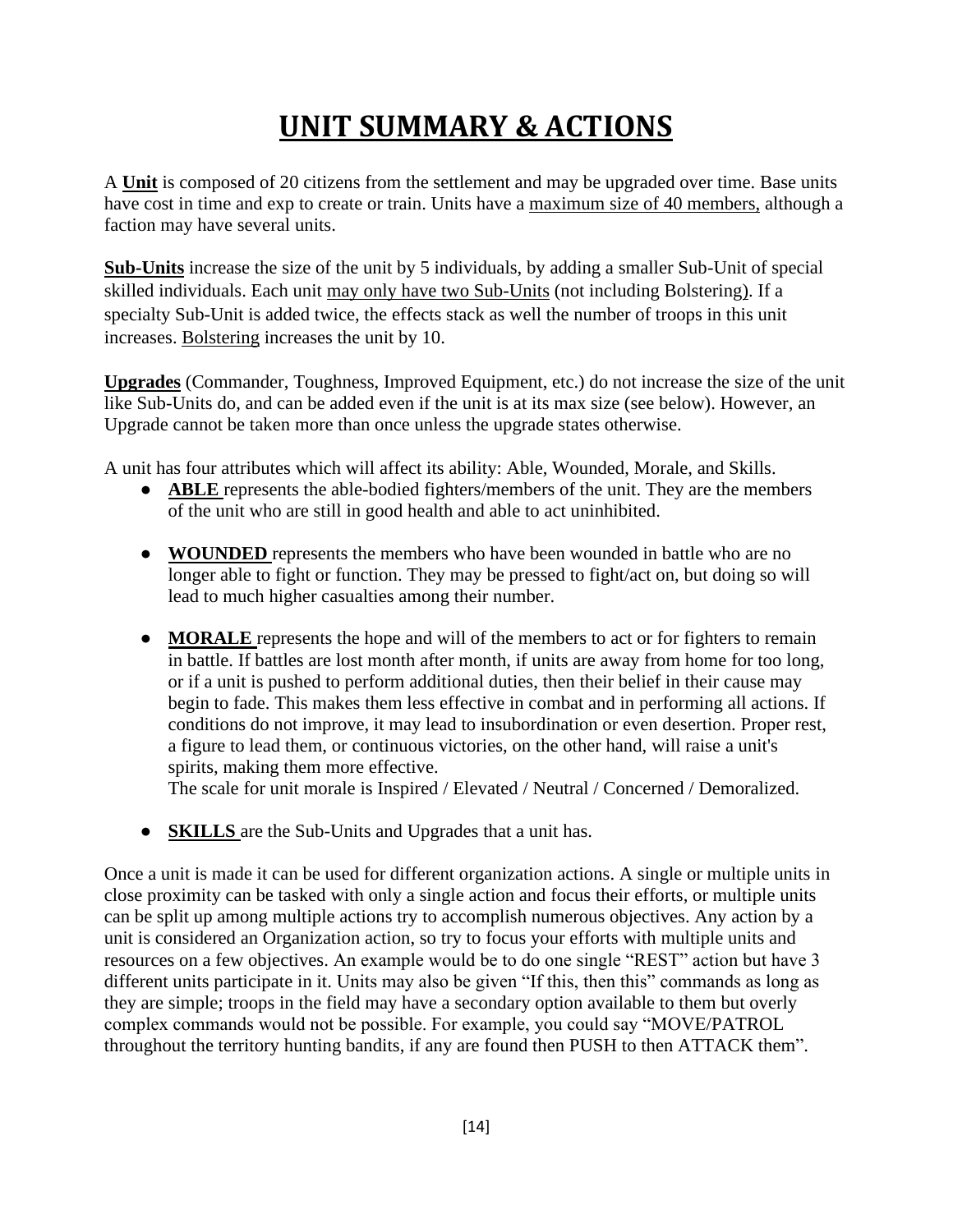# UNIT SUMMARY & ACTIONS

A **Unit** is composed of 20 citizens from the settlement and may be upgraded over time. Base units have cost in time and exp to create or train. Units have a maximum size of 40 members, although a faction may have several units.

**Sub-Units** increase the size of the unit by 5 individuals, by adding a smaller Sub-Unit of special skilled individuals. Each unit may only have two Sub-Units (not including Bolstering). If a specialty Sub-Unit is added twice, the effects stack as well the number of troops in this unit increases. Bolstering increases the unit by 10.

**Upgrades** (Commander, Toughness, Improved Equipment, etc.) do not increase the size of the unit like Sub-Units do, and can be added even if the unit is at its max size (see below). However, an Upgrade cannot be taken more than once unless the upgrade states otherwise.

A unit has four attributes which will affect its ability: Able, Wounded, Morale, and Skills.

- **ABLE** represents the able-bodied fighters/members of the unit. They are the members of the unit who are still in good health and able to act uninhibited.

- **WOUNDED** represents the members who have been wounded in battle who are no longer able to fight or function. They may be pressed to fight/act on, but doing so will lead to much higher casualties among their number.

- **MORALE** represents the hope and will of the members to act or for fighters to remain in battle. If battles are lost month after month, if units are away from home for too long, or if a unit is pushed to perform additional duties, then their belief in their cause may begin to fade. This makes them less effective in combat and in performing all actions. If conditions do not improve, it may lead to insubordination or even desertion. Proper rest, a figure to lead them, or continuous victories, on the other hand, will raise a unit's spirits, making them more effective.
  The scale for unit morale is Inspired / Elevated / Neutral / Concerned / Demoralized.

- **SKILLS** are the Sub-Units and Upgrades that a unit has.

Once a unit is made it can be used for different organization actions. A single or multiple units in close proximity can be tasked with only a single action and focus their efforts, or multiple units can be split up among multiple actions try to accomplish numerous objectives. Any action by a unit is considered an Organization action, so try to focus your efforts with multiple units and resources on a few objectives. An example would be to do one single "REST" action but have 3 different units participate in it. Units may also be given "If this, then this" commands as long as they are simple; troops in the field may have a secondary option available to them but overly complex commands would not be possible. For example, you could say "MOVE/PATROL throughout the territory hunting bandits, if any are found then PUSH to then ATTACK them".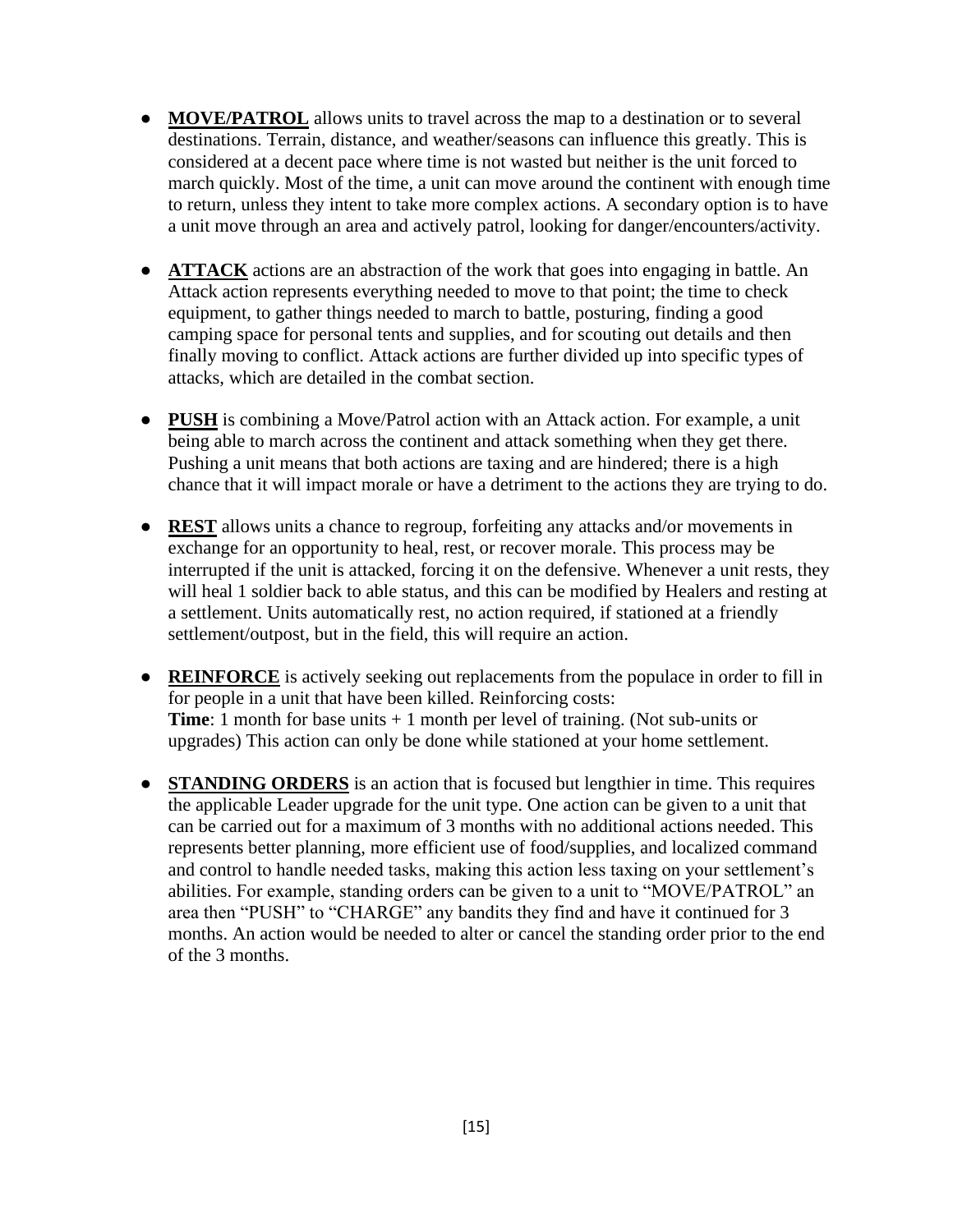- **MOVE/PATROL** allows units to travel across the map to a destination or to several destinations. Terrain, distance, and weather/seasons can influence this greatly. This is considered at a decent pace where time is not wasted but neither is the unit forced to march quickly. Most of the time, a unit can move around the continent with enough time to return, unless they intent to take more complex actions. A secondary option is to have a unit move through an area and actively patrol, looking for danger/encounters/activity.

- **ATTACK** actions are an abstraction of the work that goes into engaging in battle. An Attack action represents everything needed to move to that point; the time to check equipment, to gather things needed to march to battle, posturing, finding a good camping space for personal tents and supplies, and for scouting out details and then finally moving to conflict. Attack actions are further divided up into specific types of attacks, which are detailed in the combat section.

- **PUSH** is combining a Move/Patrol action with an Attack action. For example, a unit being able to march across the continent and attack something when they get there. Pushing a unit means that both actions are taxing and are hindered; there is a high chance that it will impact morale or have a detriment to the actions they are trying to do.

- **REST** allows units a chance to regroup, forfeiting any attacks and/or movements in exchange for an opportunity to heal, rest, or recover morale. This process may be interrupted if the unit is attacked, forcing it on the defensive. Whenever a unit rests, they will heal 1 soldier back to able status, and this can be modified by Healers and resting at a settlement. Units automatically rest, no action required, if stationed at a friendly settlement/outpost, but in the field, this will require an action.

- **REINFORCE** is actively seeking out replacements from the populace in order to fill in for people in a unit that have been killed. Reinforcing costs:
  **Time**: 1 month for base units + 1 month per level of training. (Not sub-units or upgrades) This action can only be done while stationed at your home settlement.

- **STANDING ORDERS** is an action that is focused but lengthier in time. This requires the applicable Leader upgrade for the unit type. One action can be given to a unit that can be carried out for a maximum of 3 months with no additional actions needed. This represents better planning, more efficient use of food/supplies, and localized command and control to handle needed tasks, making this action less taxing on your settlement's abilities. For example, standing orders can be given to a unit to "MOVE/PATROL" an area then "PUSH" to "CHARGE" any bandits they find and have it continued for 3 months. An action would be needed to alter or cancel the standing order prior to the end of the 3 months.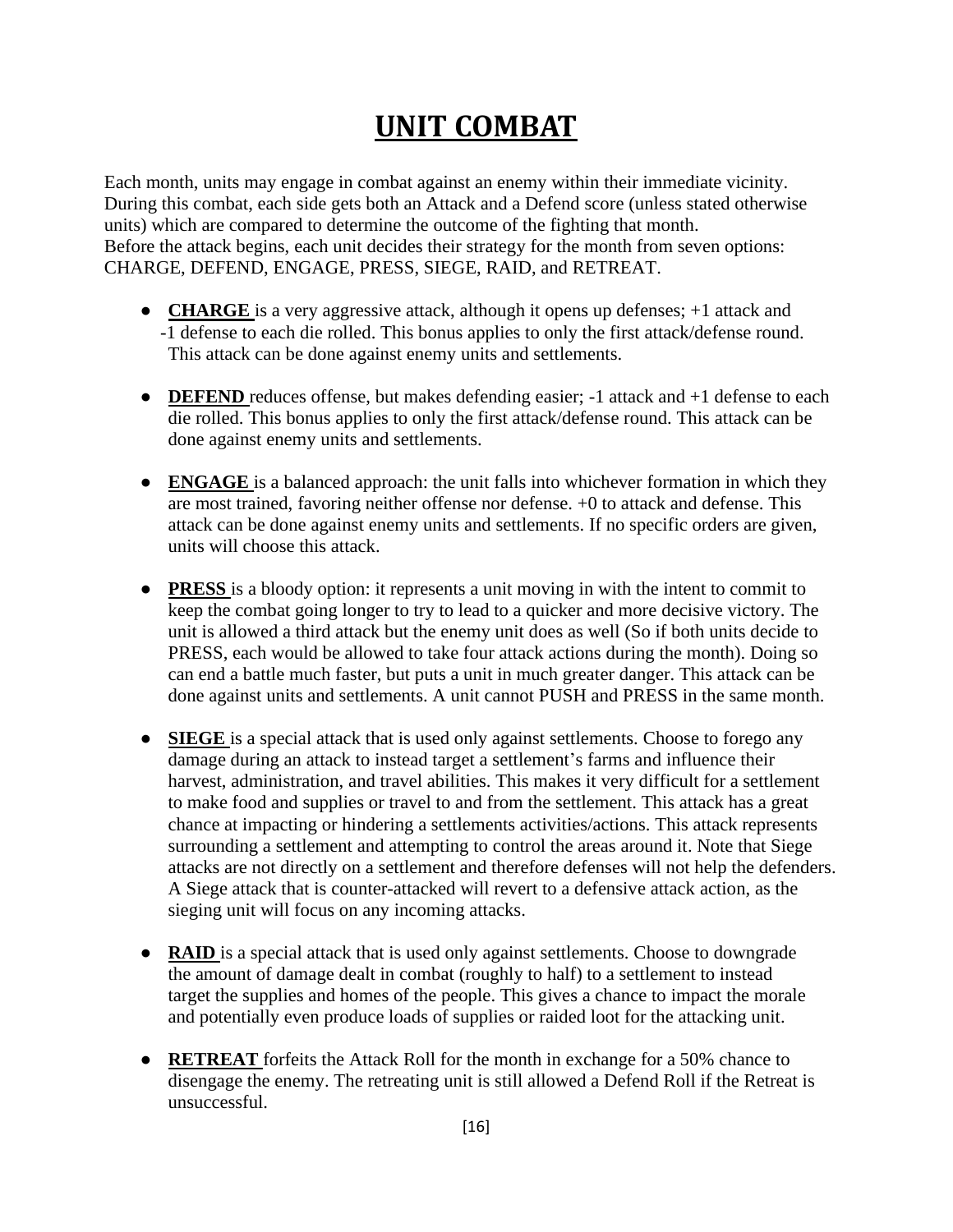# UNIT COMBAT

Each month, units may engage in combat against an enemy within their immediate vicinity. During this combat, each side gets both an Attack and a Defend score (unless stated otherwise units) which are compared to determine the outcome of the fighting that month. Before the attack begins, each unit decides their strategy for the month from seven options: CHARGE, DEFEND, ENGAGE, PRESS, SIEGE, RAID, and RETREAT.

- **CHARGE** is a very aggressive attack, although it opens up defenses; +1 attack and -1 defense to each die rolled. This bonus applies to only the first attack/defense round. This attack can be done against enemy units and settlements.

- **DEFEND** reduces offense, but makes defending easier; -1 attack and +1 defense to each die rolled. This bonus applies to only the first attack/defense round. This attack can be done against enemy units and settlements.

- **ENGAGE** is a balanced approach: the unit falls into whichever formation in which they are most trained, favoring neither offense nor defense. +0 to attack and defense. This attack can be done against enemy units and settlements. If no specific orders are given, units will choose this attack.

- **PRESS** is a bloody option: it represents a unit moving in with the intent to commit to keep the combat going longer to try to lead to a quicker and more decisive victory. The unit is allowed a third attack but the enemy unit does as well (So if both units decide to PRESS, each would be allowed to take four attack actions during the month). Doing so can end a battle much faster, but puts a unit in much greater danger. This attack can be done against units and settlements. A unit cannot PUSH and PRESS in the same month.

- **SIEGE** is a special attack that is used only against settlements. Choose to forego any damage during an attack to instead target a settlement's farms and influence their harvest, administration, and travel abilities. This makes it very difficult for a settlement to make food and supplies or travel to and from the settlement. This attack has a great chance at impacting or hindering a settlements activities/actions. This attack represents surrounding a settlement and attempting to control the areas around it. Note that Siege attacks are not directly on a settlement and therefore defenses will not help the defenders. A Siege attack that is counter-attacked will revert to a defensive attack action, as the sieging unit will focus on any incoming attacks.

- **RAID** is a special attack that is used only against settlements. Choose to downgrade the amount of damage dealt in combat (roughly to half) to a settlement to instead target the supplies and homes of the people. This gives a chance to impact the morale and potentially even produce loads of supplies or raided loot for the attacking unit.

- **RETREAT** forfeits the Attack Roll for the month in exchange for a 50% chance to disengage the enemy. The retreating unit is still allowed a Defend Roll if the Retreat is unsuccessful.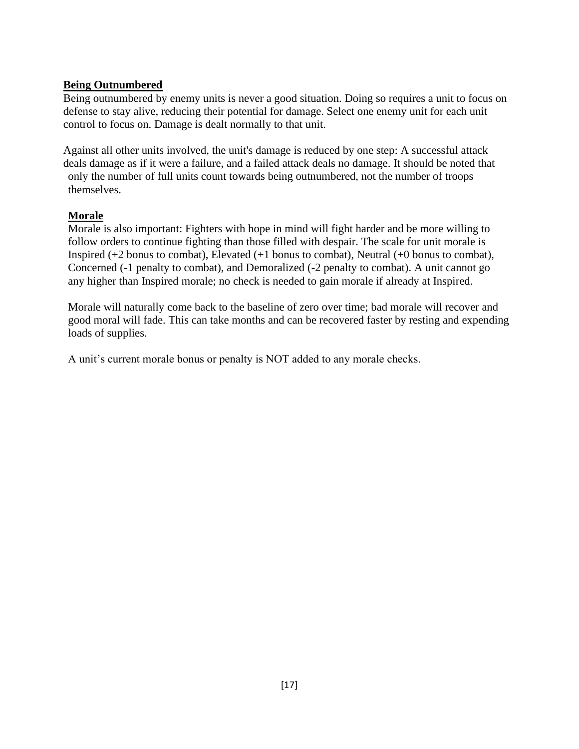## Being Outnumbered

Being outnumbered by enemy units is never a good situation. Doing so requires a unit to focus on defense to stay alive, reducing their potential for damage. Select one enemy unit for each unit control to focus on. Damage is dealt normally to that unit.

Against all other units involved, the unit's damage is reduced by one step: A successful attack deals damage as if it were a failure, and a failed attack deals no damage. It should be noted that only the number of full units count towards being outnumbered, not the number of troops themselves.

## Morale

Morale is also important: Fighters with hope in mind will fight harder and be more willing to follow orders to continue fighting than those filled with despair. The scale for unit morale is Inspired (+2 bonus to combat), Elevated (+1 bonus to combat), Neutral (+0 bonus to combat), Concerned (-1 penalty to combat), and Demoralized (-2 penalty to combat). A unit cannot go any higher than Inspired morale; no check is needed to gain morale if already at Inspired.

Morale will naturally come back to the baseline of zero over time; bad morale will recover and good moral will fade. This can take months and can be recovered faster by resting and expending loads of supplies.

A unit's current morale bonus or penalty is NOT added to any morale checks.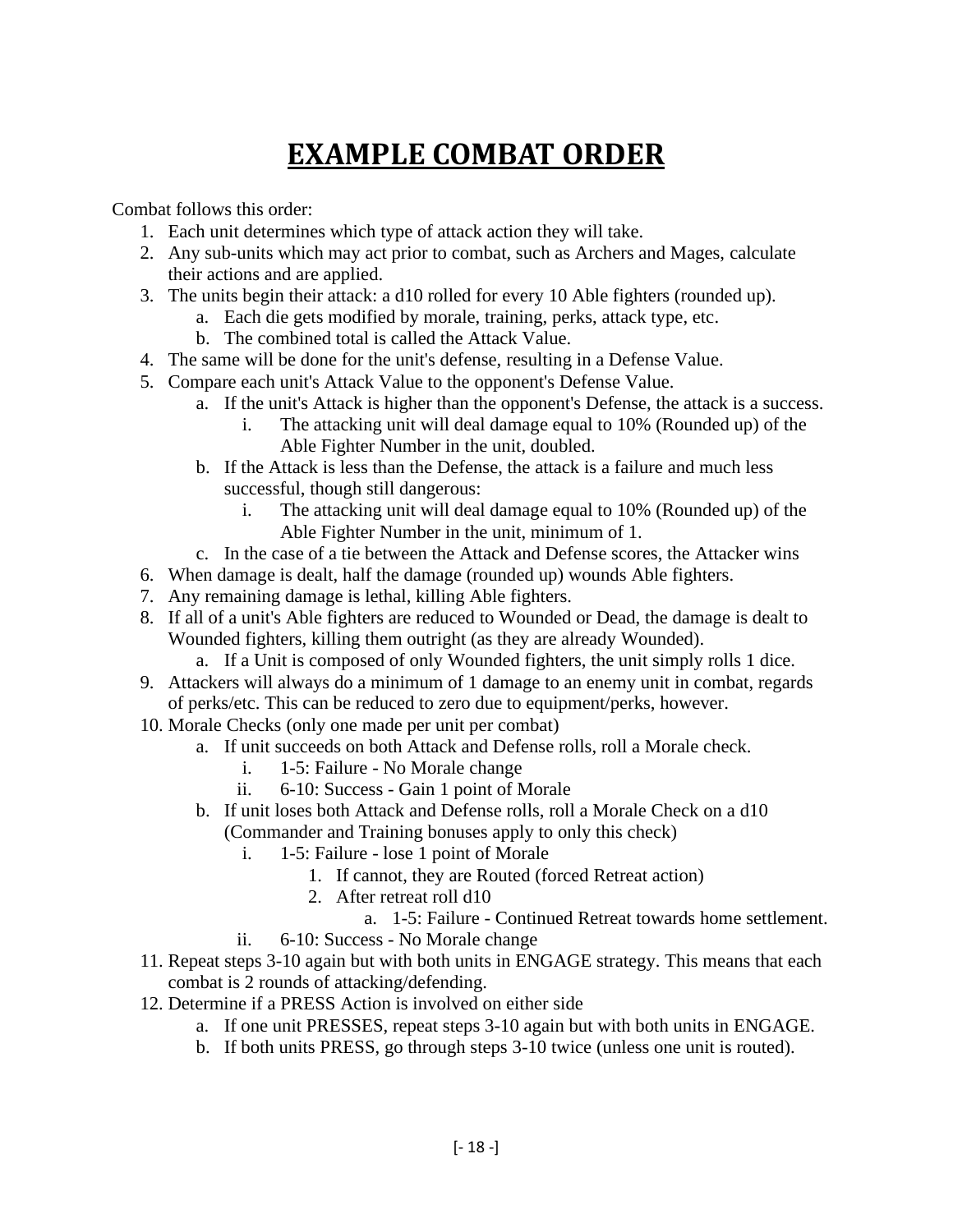# EXAMPLE COMBAT ORDER

Combat follows this order:

1. Each unit determines which type of attack action they will take.
2. Any sub-units which may act prior to combat, such as Archers and Mages, calculate their actions and are applied.
3. The units begin their attack: a d10 rolled for every 10 Able fighters (rounded up).
   a. Each die gets modified by morale, training, perks, attack type, etc.
   b. The combined total is called the Attack Value.
4. The same will be done for the unit's defense, resulting in a Defense Value.
5. Compare each unit's Attack Value to the opponent's Defense Value.
   a. If the unit's Attack is higher than the opponent's Defense, the attack is a success.
      i. The attacking unit will deal damage equal to 10% (Rounded up) of the Able Fighter Number in the unit, doubled.
   b. If the Attack is less than the Defense, the attack is a failure and much less successful, though still dangerous:
      i. The attacking unit will deal damage equal to 10% (Rounded up) of the Able Fighter Number in the unit, minimum of 1.
   c. In the case of a tie between the Attack and Defense scores, the Attacker wins
6. When damage is dealt, half the damage (rounded up) wounds Able fighters.
7. Any remaining damage is lethal, killing Able fighters.
8. If all of a unit's Able fighters are reduced to Wounded or Dead, the damage is dealt to Wounded fighters, killing them outright (as they are already Wounded).
   a. If a Unit is composed of only Wounded fighters, the unit simply rolls 1 dice.
9. Attackers will always do a minimum of 1 damage to an enemy unit in combat, regards of perks/etc. This can be reduced to zero due to equipment/perks, however.
10. Morale Checks (only one made per unit per combat)
    a. If unit succeeds on both Attack and Defense rolls, roll a Morale check.
       i. 1-5: Failure - No Morale change
       ii. 6-10: Success - Gain 1 point of Morale
    b. If unit loses both Attack and Defense rolls, roll a Morale Check on a d10 (Commander and Training bonuses apply to only this check)
       i. 1-5: Failure - lose 1 point of Morale
          1. If cannot, they are Routed (forced Retreat action)
          2. After retreat roll d10
             a. 1-5: Failure - Continued Retreat towards home settlement.
       ii. 6-10: Success - No Morale change
11. Repeat steps 3-10 again but with both units in ENGAGE strategy. This means that each combat is 2 rounds of attacking/defending.
12. Determine if a PRESS Action is involved on either side
    a. If one unit PRESSES, repeat steps 3-10 again but with both units in ENGAGE.
    b. If both units PRESS, go through steps 3-10 twice (unless one unit is routed).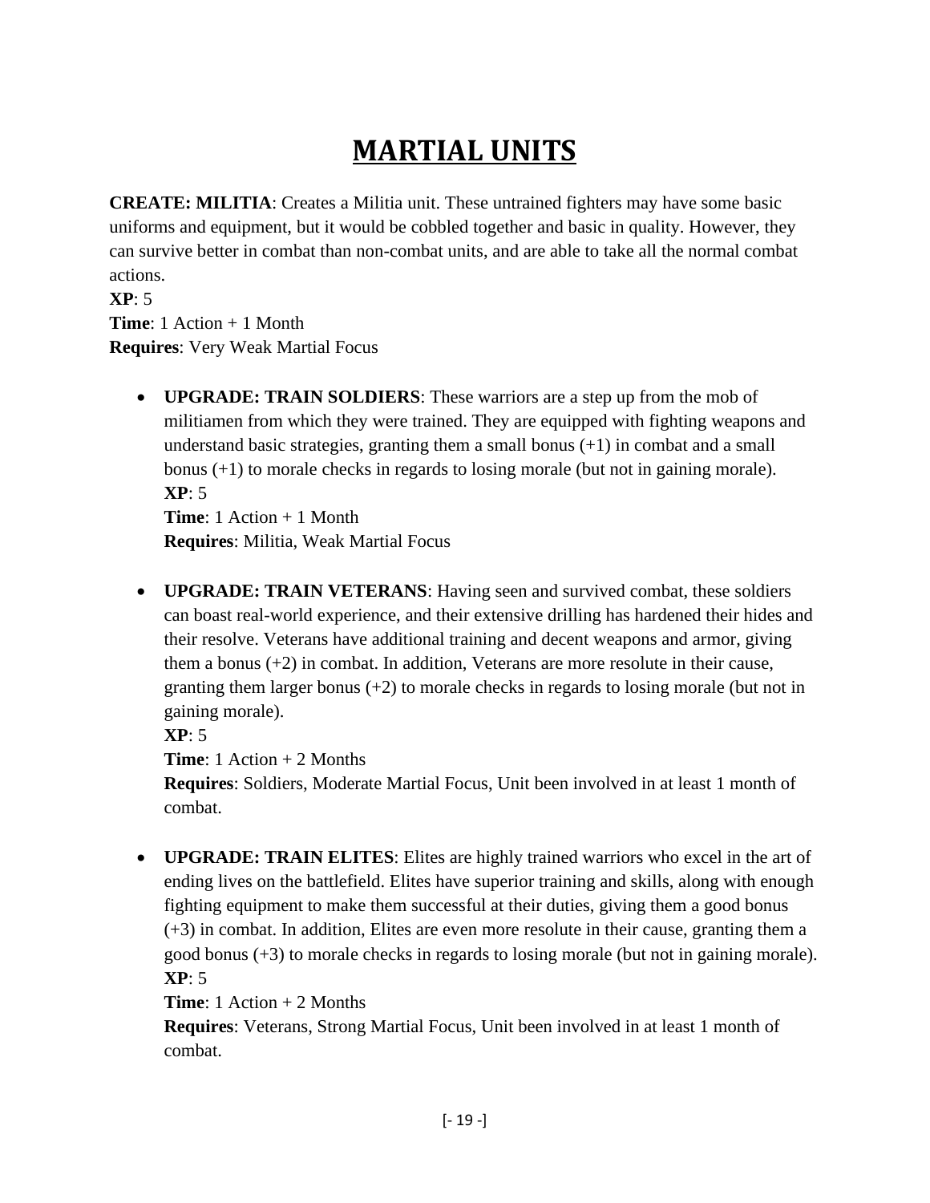# MARTIAL UNITS

**CREATE: MILITIA**: Creates a Militia unit. These untrained fighters may have some basic uniforms and equipment, but it would be cobbled together and basic in quality. However, they can survive better in combat than non-combat units, and are able to take all the normal combat actions.
**XP**: 5
**Time**: 1 Action + 1 Month
**Requires**: Very Weak Martial Focus

- **UPGRADE: TRAIN SOLDIERS**: These warriors are a step up from the mob of militiamen from which they were trained. They are equipped with fighting weapons and understand basic strategies, granting them a small bonus (+1) in combat and a small bonus (+1) to morale checks in regards to losing morale (but not in gaining morale).
  **XP**: 5
  **Time**: 1 Action + 1 Month
  **Requires**: Militia, Weak Martial Focus

- **UPGRADE: TRAIN VETERANS**: Having seen and survived combat, these soldiers can boast real-world experience, and their extensive drilling has hardened their hides and their resolve. Veterans have additional training and decent weapons and armor, giving them a bonus (+2) in combat. In addition, Veterans are more resolute in their cause, granting them larger bonus (+2) to morale checks in regards to losing morale (but not in gaining morale).
  **XP**: 5
  **Time**: 1 Action + 2 Months
  **Requires**: Soldiers, Moderate Martial Focus, Unit been involved in at least 1 month of combat.

- **UPGRADE: TRAIN ELITES**: Elites are highly trained warriors who excel in the art of ending lives on the battlefield. Elites have superior training and skills, along with enough fighting equipment to make them successful at their duties, giving them a good bonus (+3) in combat. In addition, Elites are even more resolute in their cause, granting them a good bonus (+3) to morale checks in regards to losing morale (but not in gaining morale).
  **XP**: 5
  **Time**: 1 Action + 2 Months
  **Requires**: Veterans, Strong Martial Focus, Unit been involved in at least 1 month of combat.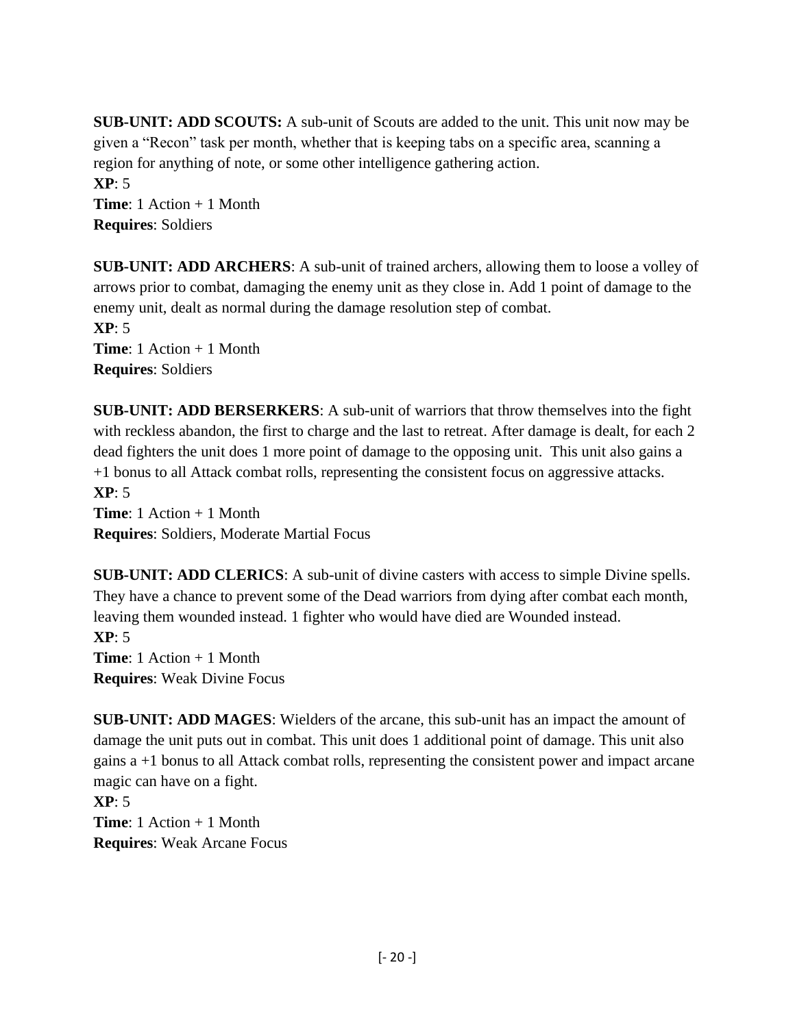**SUB-UNIT: ADD SCOUTS:** A sub-unit of Scouts are added to the unit. This unit now may be given a "Recon" task per month, whether that is keeping tabs on a specific area, scanning a region for anything of note, or some other intelligence gathering action.
**XP**: 5
**Time**: 1 Action + 1 Month
**Requires**: Soldiers

**SUB-UNIT: ADD ARCHERS**: A sub-unit of trained archers, allowing them to loose a volley of arrows prior to combat, damaging the enemy unit as they close in. Add 1 point of damage to the enemy unit, dealt as normal during the damage resolution step of combat.
**XP**: 5
**Time**: 1 Action + 1 Month
**Requires**: Soldiers

**SUB-UNIT: ADD BERSERKERS**: A sub-unit of warriors that throw themselves into the fight with reckless abandon, the first to charge and the last to retreat. After damage is dealt, for each 2 dead fighters the unit does 1 more point of damage to the opposing unit. This unit also gains a +1 bonus to all Attack combat rolls, representing the consistent focus on aggressive attacks.
**XP**: 5
**Time**: 1 Action + 1 Month
**Requires**: Soldiers, Moderate Martial Focus

**SUB-UNIT: ADD CLERICS**: A sub-unit of divine casters with access to simple Divine spells. They have a chance to prevent some of the Dead warriors from dying after combat each month, leaving them wounded instead. 1 fighter who would have died are Wounded instead.
**XP**: 5
**Time**: 1 Action + 1 Month
**Requires**: Weak Divine Focus

**SUB-UNIT: ADD MAGES**: Wielders of the arcane, this sub-unit has an impact the amount of damage the unit puts out in combat. This unit does 1 additional point of damage. This unit also gains a +1 bonus to all Attack combat rolls, representing the consistent power and impact arcane magic can have on a fight.
**XP**: 5
**Time**: 1 Action + 1 Month
**Requires**: Weak Arcane Focus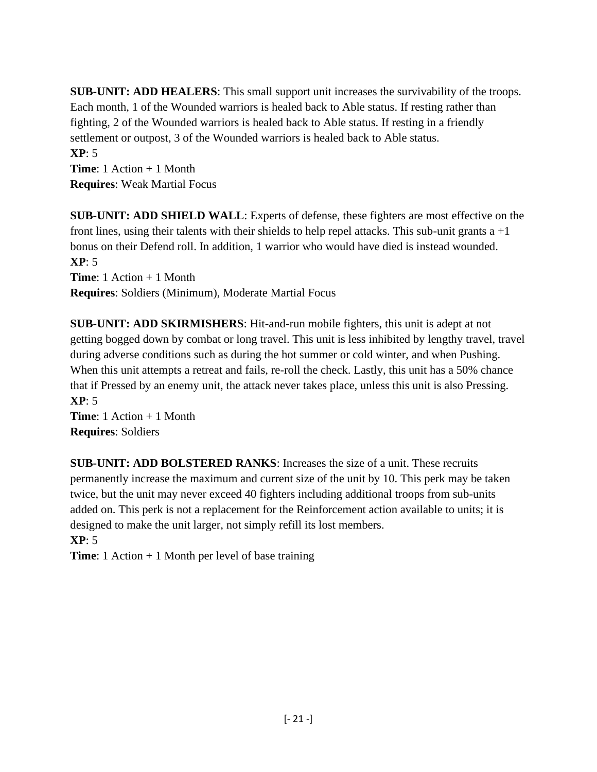**SUB-UNIT: ADD HEALERS**: This small support unit increases the survivability of the troops. Each month, 1 of the Wounded warriors is healed back to Able status. If resting rather than fighting, 2 of the Wounded warriors is healed back to Able status. If resting in a friendly settlement or outpost, 3 of the Wounded warriors is healed back to Able status.
**XP**: 5
**Time**: 1 Action + 1 Month
**Requires**: Weak Martial Focus

**SUB-UNIT: ADD SHIELD WALL**: Experts of defense, these fighters are most effective on the front lines, using their talents with their shields to help repel attacks. This sub-unit grants a +1 bonus on their Defend roll. In addition, 1 warrior who would have died is instead wounded.
**XP**: 5
**Time**: 1 Action + 1 Month
**Requires**: Soldiers (Minimum), Moderate Martial Focus

**SUB-UNIT: ADD SKIRMISHERS**: Hit-and-run mobile fighters, this unit is adept at not getting bogged down by combat or long travel. This unit is less inhibited by lengthy travel, travel during adverse conditions such as during the hot summer or cold winter, and when Pushing. When this unit attempts a retreat and fails, re-roll the check. Lastly, this unit has a 50% chance that if Pressed by an enemy unit, the attack never takes place, unless this unit is also Pressing.
**XP**: 5
**Time**: 1 Action + 1 Month
**Requires**: Soldiers

**SUB-UNIT: ADD BOLSTERED RANKS**: Increases the size of a unit. These recruits permanently increase the maximum and current size of the unit by 10. This perk may be taken twice, but the unit may never exceed 40 fighters including additional troops from sub-units added on. This perk is not a replacement for the Reinforcement action available to units; it is designed to make the unit larger, not simply refill its lost members.
**XP**: 5
**Time**: 1 Action + 1 Month per level of base training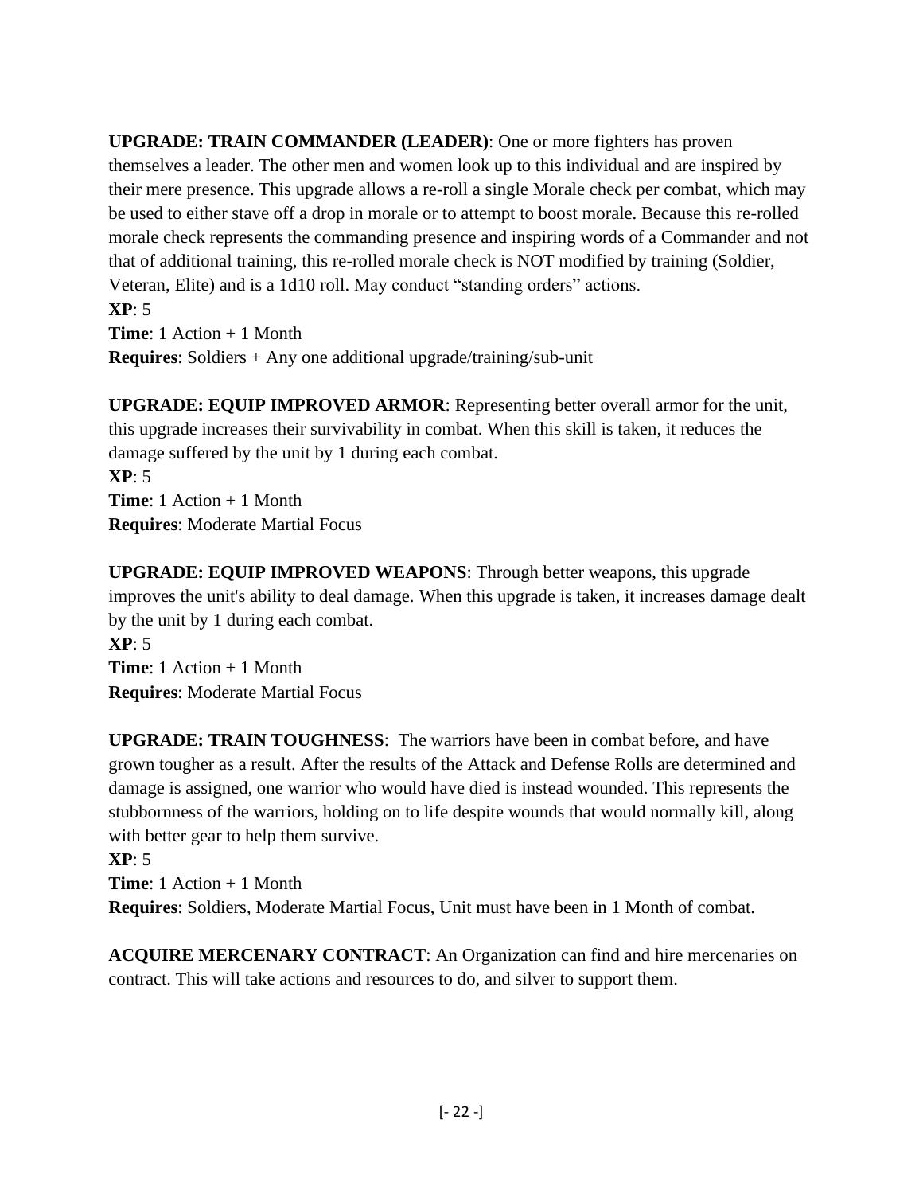**UPGRADE: TRAIN COMMANDER (LEADER)**: One or more fighters has proven themselves a leader. The other men and women look up to this individual and are inspired by their mere presence. This upgrade allows a re-roll a single Morale check per combat, which may be used to either stave off a drop in morale or to attempt to boost morale. Because this re-rolled morale check represents the commanding presence and inspiring words of a Commander and not that of additional training, this re-rolled morale check is NOT modified by training (Soldier, Veteran, Elite) and is a 1d10 roll. May conduct "standing orders" actions.
**XP**: 5
**Time**: 1 Action + 1 Month
**Requires**: Soldiers + Any one additional upgrade/training/sub-unit

**UPGRADE: EQUIP IMPROVED ARMOR**: Representing better overall armor for the unit, this upgrade increases their survivability in combat. When this skill is taken, it reduces the damage suffered by the unit by 1 during each combat.
**XP**: 5
**Time**: 1 Action + 1 Month
**Requires**: Moderate Martial Focus

**UPGRADE: EQUIP IMPROVED WEAPONS**: Through better weapons, this upgrade improves the unit's ability to deal damage. When this upgrade is taken, it increases damage dealt by the unit by 1 during each combat.
**XP**: 5
**Time**: 1 Action + 1 Month
**Requires**: Moderate Martial Focus

**UPGRADE: TRAIN TOUGHNESS**: The warriors have been in combat before, and have grown tougher as a result. After the results of the Attack and Defense Rolls are determined and damage is assigned, one warrior who would have died is instead wounded. This represents the stubbornness of the warriors, holding on to life despite wounds that would normally kill, along with better gear to help them survive.
**XP**: 5
**Time**: 1 Action + 1 Month
**Requires**: Soldiers, Moderate Martial Focus, Unit must have been in 1 Month of combat.

**ACQUIRE MERCENARY CONTRACT**: An Organization can find and hire mercenaries on contract. This will take actions and resources to do, and silver to support them.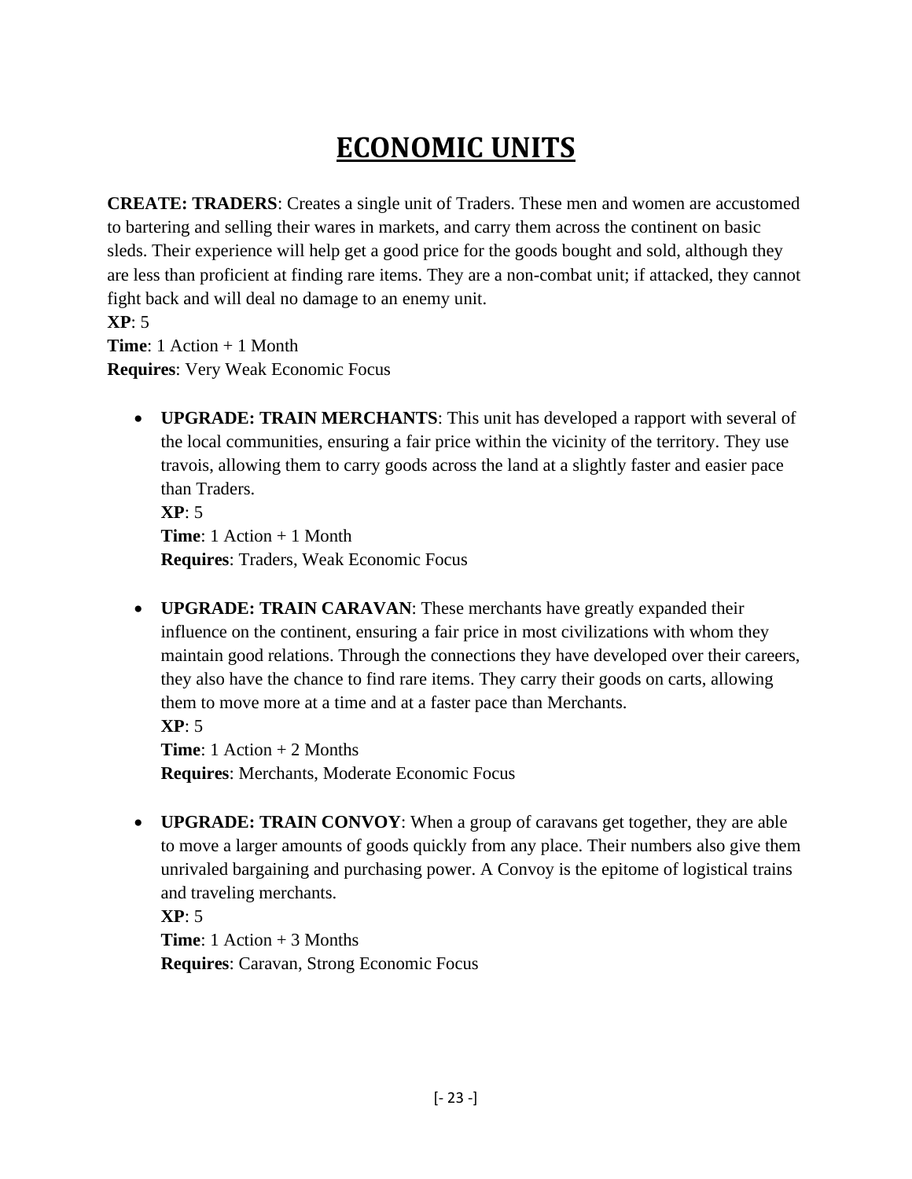# ECONOMIC UNITS

**CREATE: TRADERS**: Creates a single unit of Traders. These men and women are accustomed to bartering and selling their wares in markets, and carry them across the continent on basic sleds. Their experience will help get a good price for the goods bought and sold, although they are less than proficient at finding rare items. They are a non-combat unit; if attacked, they cannot fight back and will deal no damage to an enemy unit.
**XP**: 5
**Time**: 1 Action + 1 Month
**Requires**: Very Weak Economic Focus

- **UPGRADE: TRAIN MERCHANTS**: This unit has developed a rapport with several of the local communities, ensuring a fair price within the vicinity of the territory. They use travois, allowing them to carry goods across the land at a slightly faster and easier pace than Traders.
  **XP**: 5
  **Time**: 1 Action + 1 Month
  **Requires**: Traders, Weak Economic Focus

- **UPGRADE: TRAIN CARAVAN**: These merchants have greatly expanded their influence on the continent, ensuring a fair price in most civilizations with whom they maintain good relations. Through the connections they have developed over their careers, they also have the chance to find rare items. They carry their goods on carts, allowing them to move more at a time and at a faster pace than Merchants.
  **XP**: 5
  **Time**: 1 Action + 2 Months
  **Requires**: Merchants, Moderate Economic Focus

- **UPGRADE: TRAIN CONVOY**: When a group of caravans get together, they are able to move a larger amounts of goods quickly from any place. Their numbers also give them unrivaled bargaining and purchasing power. A Convoy is the epitome of logistical trains and traveling merchants.
  **XP**: 5
  **Time**: 1 Action + 3 Months
  **Requires**: Caravan, Strong Economic Focus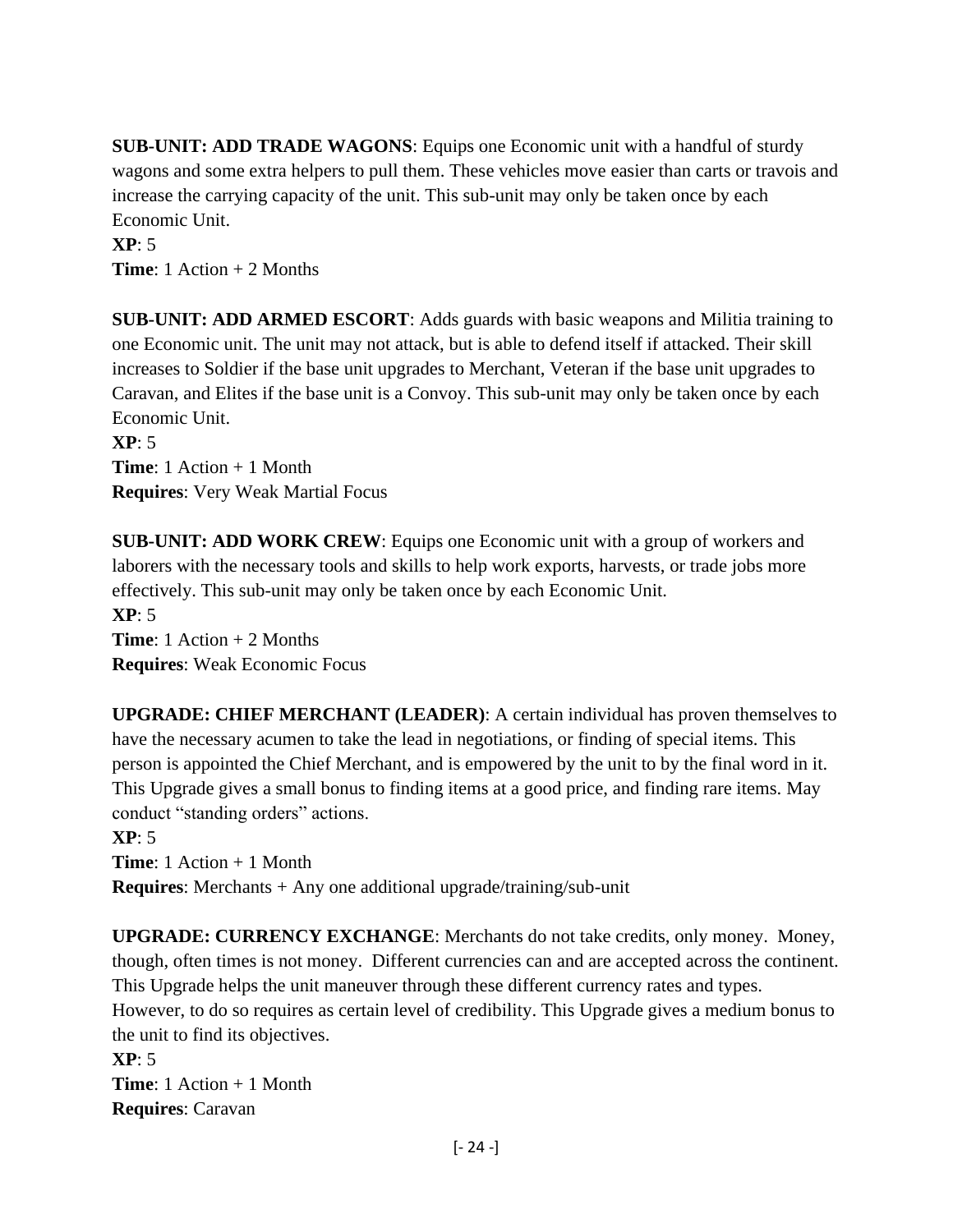**SUB-UNIT: ADD TRADE WAGONS**: Equips one Economic unit with a handful of sturdy wagons and some extra helpers to pull them. These vehicles move easier than carts or travois and increase the carrying capacity of the unit. This sub-unit may only be taken once by each Economic Unit.
**XP**: 5
**Time**: 1 Action + 2 Months

**SUB-UNIT: ADD ARMED ESCORT**: Adds guards with basic weapons and Militia training to one Economic unit. The unit may not attack, but is able to defend itself if attacked. Their skill increases to Soldier if the base unit upgrades to Merchant, Veteran if the base unit upgrades to Caravan, and Elites if the base unit is a Convoy. This sub-unit may only be taken once by each Economic Unit.
**XP**: 5
**Time**: 1 Action + 1 Month
**Requires**: Very Weak Martial Focus

**SUB-UNIT: ADD WORK CREW**: Equips one Economic unit with a group of workers and laborers with the necessary tools and skills to help work exports, harvests, or trade jobs more effectively. This sub-unit may only be taken once by each Economic Unit.
**XP**: 5
**Time**: 1 Action + 2 Months
**Requires**: Weak Economic Focus

**UPGRADE: CHIEF MERCHANT (LEADER)**: A certain individual has proven themselves to have the necessary acumen to take the lead in negotiations, or finding of special items. This person is appointed the Chief Merchant, and is empowered by the unit to by the final word in it. This Upgrade gives a small bonus to finding items at a good price, and finding rare items. May conduct "standing orders" actions.
**XP**: 5
**Time**: 1 Action + 1 Month
**Requires**: Merchants + Any one additional upgrade/training/sub-unit

**UPGRADE: CURRENCY EXCHANGE**: Merchants do not take credits, only money. Money, though, often times is not money. Different currencies can and are accepted across the continent. This Upgrade helps the unit maneuver through these different currency rates and types. However, to do so requires as certain level of credibility. This Upgrade gives a medium bonus to the unit to find its objectives.
**XP**: 5
**Time**: 1 Action + 1 Month
**Requires**: Caravan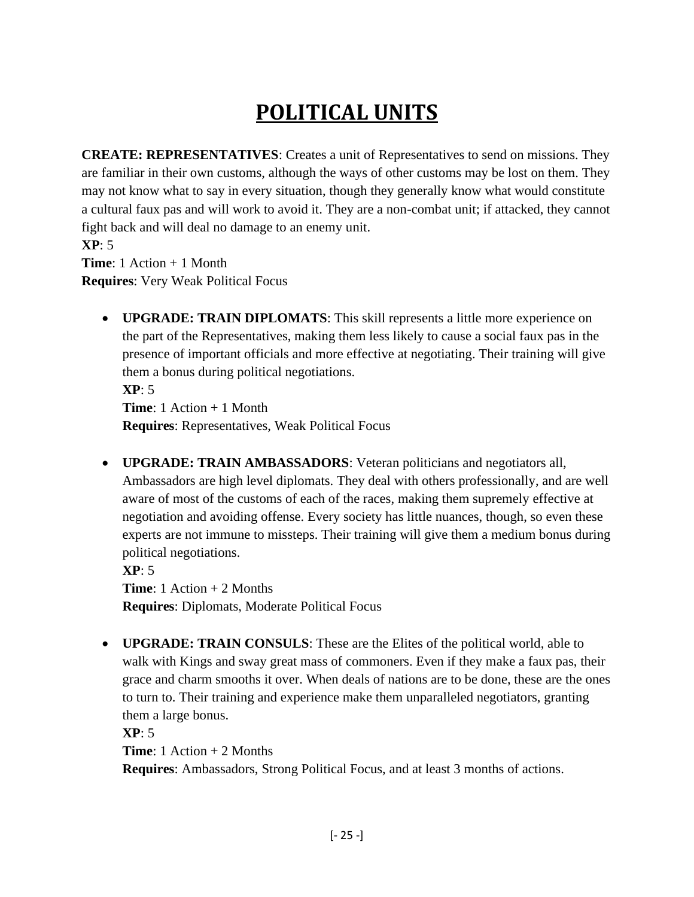# POLITICAL UNITS

**CREATE: REPRESENTATIVES**: Creates a unit of Representatives to send on missions. They are familiar in their own customs, although the ways of other customs may be lost on them. They may not know what to say in every situation, though they generally know what would constitute a cultural faux pas and will work to avoid it. They are a non-combat unit; if attacked, they cannot fight back and will deal no damage to an enemy unit.
**XP**: 5
**Time**: 1 Action + 1 Month
**Requires**: Very Weak Political Focus

- **UPGRADE: TRAIN DIPLOMATS**: This skill represents a little more experience on the part of the Representatives, making them less likely to cause a social faux pas in the presence of important officials and more effective at negotiating. Their training will give them a bonus during political negotiations.
  **XP**: 5
  **Time**: 1 Action + 1 Month
  **Requires**: Representatives, Weak Political Focus

- **UPGRADE: TRAIN AMBASSADORS**: Veteran politicians and negotiators all, Ambassadors are high level diplomats. They deal with others professionally, and are well aware of most of the customs of each of the races, making them supremely effective at negotiation and avoiding offense. Every society has little nuances, though, so even these experts are not immune to missteps. Their training will give them a medium bonus during political negotiations.
  **XP**: 5
  **Time**: 1 Action + 2 Months
  **Requires**: Diplomats, Moderate Political Focus

- **UPGRADE: TRAIN CONSULS**: These are the Elites of the political world, able to walk with Kings and sway great mass of commoners. Even if they make a faux pas, their grace and charm smooths it over. When deals of nations are to be done, these are the ones to turn to. Their training and experience make them unparalleled negotiators, granting them a large bonus.
  **XP**: 5
  **Time**: 1 Action + 2 Months
  **Requires**: Ambassadors, Strong Political Focus, and at least 3 months of actions.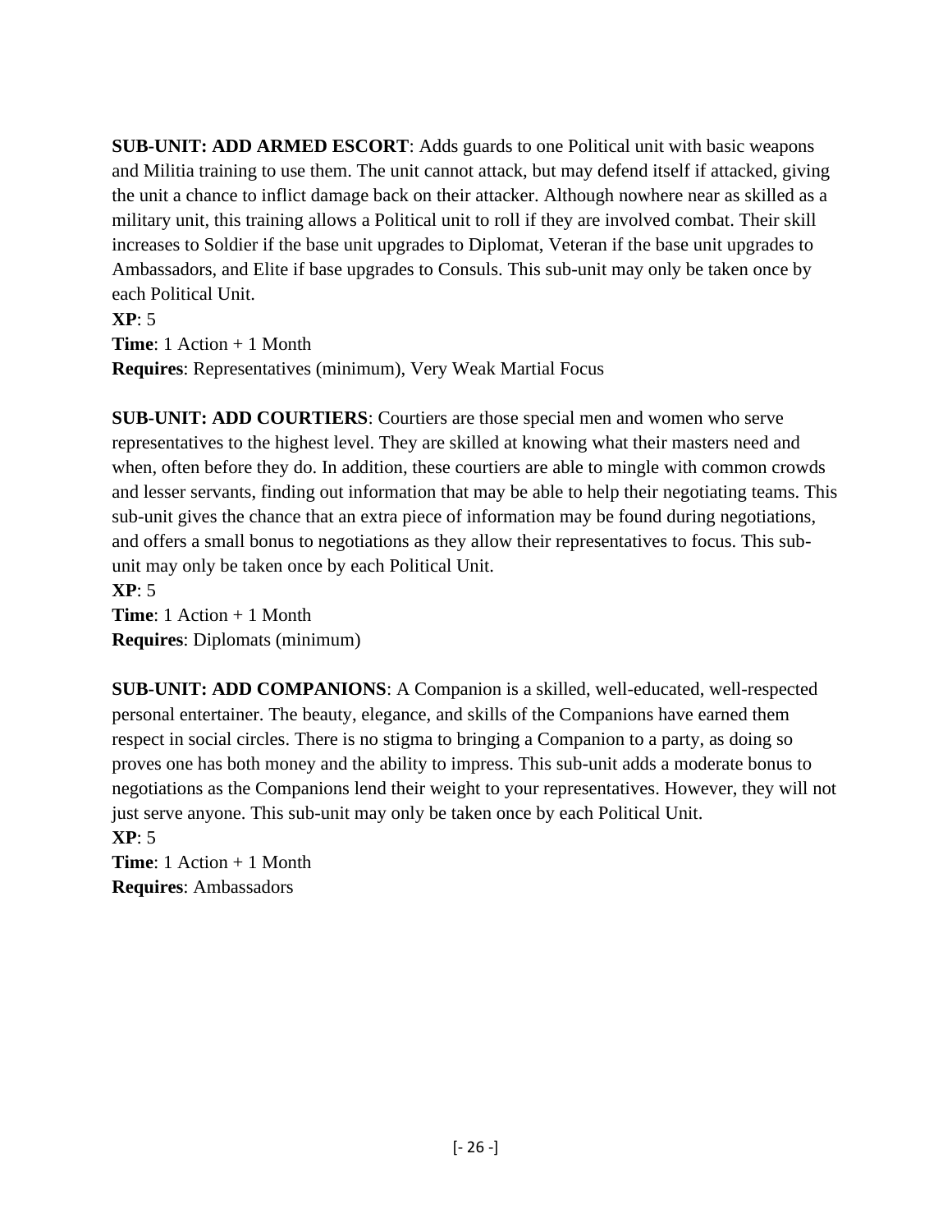**SUB-UNIT: ADD ARMED ESCORT**: Adds guards to one Political unit with basic weapons and Militia training to use them. The unit cannot attack, but may defend itself if attacked, giving the unit a chance to inflict damage back on their attacker. Although nowhere near as skilled as a military unit, this training allows a Political unit to roll if they are involved combat. Their skill increases to Soldier if the base unit upgrades to Diplomat, Veteran if the base unit upgrades to Ambassadors, and Elite if base upgrades to Consuls. This sub-unit may only be taken once by each Political Unit.
**XP**: 5
**Time**: 1 Action + 1 Month
**Requires**: Representatives (minimum), Very Weak Martial Focus

**SUB-UNIT: ADD COURTIERS**: Courtiers are those special men and women who serve representatives to the highest level. They are skilled at knowing what their masters need and when, often before they do. In addition, these courtiers are able to mingle with common crowds and lesser servants, finding out information that may be able to help their negotiating teams. This sub-unit gives the chance that an extra piece of information may be found during negotiations, and offers a small bonus to negotiations as they allow their representatives to focus. This sub-unit may only be taken once by each Political Unit.
**XP**: 5
**Time**: 1 Action + 1 Month
**Requires**: Diplomats (minimum)

**SUB-UNIT: ADD COMPANIONS**: A Companion is a skilled, well-educated, well-respected personal entertainer. The beauty, elegance, and skills of the Companions have earned them respect in social circles. There is no stigma to bringing a Companion to a party, as doing so proves one has both money and the ability to impress. This sub-unit adds a moderate bonus to negotiations as the Companions lend their weight to your representatives. However, they will not just serve anyone. This sub-unit may only be taken once by each Political Unit.
**XP**: 5
**Time**: 1 Action + 1 Month
**Requires**: Ambassadors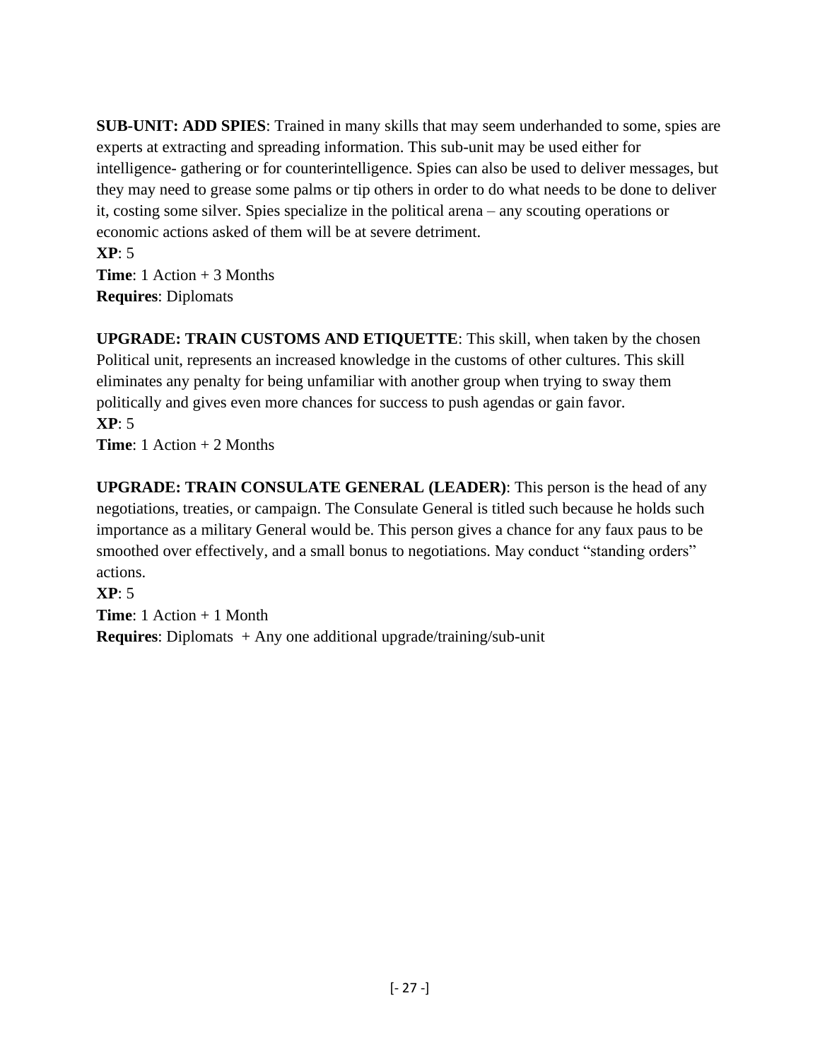**SUB-UNIT: ADD SPIES**: Trained in many skills that may seem underhanded to some, spies are experts at extracting and spreading information. This sub-unit may be used either for intelligence- gathering or for counterintelligence. Spies can also be used to deliver messages, but they may need to grease some palms or tip others in order to do what needs to be done to deliver it, costing some silver. Spies specialize in the political arena – any scouting operations or economic actions asked of them will be at severe detriment.
**XP**: 5
**Time**: 1 Action + 3 Months
**Requires**: Diplomats

**UPGRADE: TRAIN CUSTOMS AND ETIQUETTE**: This skill, when taken by the chosen Political unit, represents an increased knowledge in the customs of other cultures. This skill eliminates any penalty for being unfamiliar with another group when trying to sway them politically and gives even more chances for success to push agendas or gain favor.
**XP**: 5
**Time**: 1 Action + 2 Months

**UPGRADE: TRAIN CONSULATE GENERAL (LEADER)**: This person is the head of any negotiations, treaties, or campaign. The Consulate General is titled such because he holds such importance as a military General would be. This person gives a chance for any faux paus to be smoothed over effectively, and a small bonus to negotiations. May conduct "standing orders" actions.
**XP**: 5
**Time**: 1 Action + 1 Month
**Requires**: Diplomats + Any one additional upgrade/training/sub-unit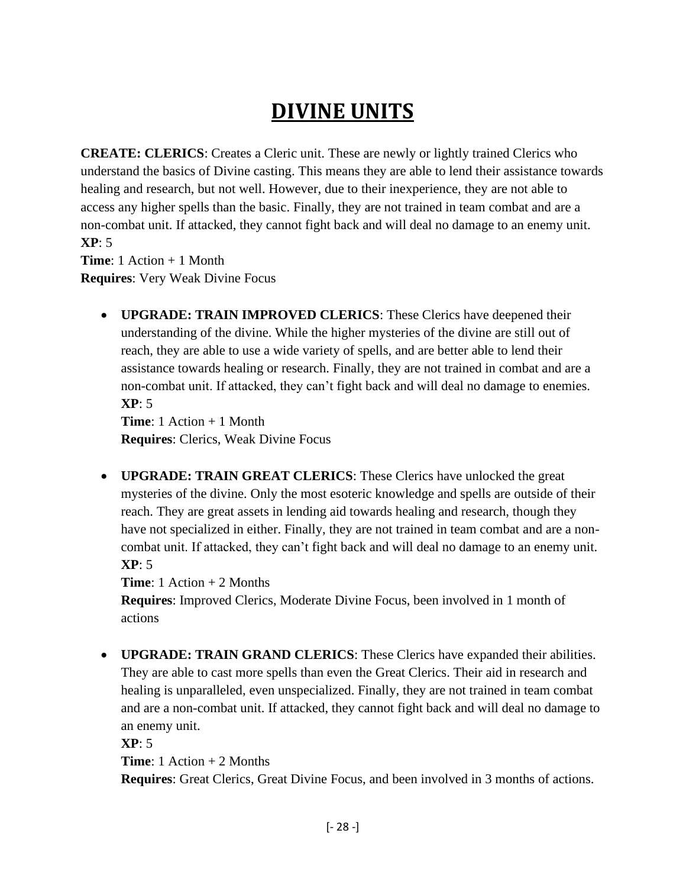# DIVINE UNITS

**CREATE: CLERICS**: Creates a Cleric unit. These are newly or lightly trained Clerics who understand the basics of Divine casting. This means they are able to lend their assistance towards healing and research, but not well. However, due to their inexperience, they are not able to access any higher spells than the basic. Finally, they are not trained in team combat and are a non-combat unit. If attacked, they cannot fight back and will deal no damage to an enemy unit.
**XP**: 5
**Time**: 1 Action + 1 Month
**Requires**: Very Weak Divine Focus

- **UPGRADE: TRAIN IMPROVED CLERICS**: These Clerics have deepened their understanding of the divine. While the higher mysteries of the divine are still out of reach, they are able to use a wide variety of spells, and are better able to lend their assistance towards healing or research. Finally, they are not trained in combat and are a non-combat unit. If attacked, they can't fight back and will deal no damage to enemies.
  **XP**: 5
  **Time**: 1 Action + 1 Month
  **Requires**: Clerics, Weak Divine Focus

- **UPGRADE: TRAIN GREAT CLERICS**: These Clerics have unlocked the great mysteries of the divine. Only the most esoteric knowledge and spells are outside of their reach. They are great assets in lending aid towards healing and research, though they have not specialized in either. Finally, they are not trained in team combat and are a non-combat unit. If attacked, they can't fight back and will deal no damage to an enemy unit.
  **XP**: 5
  **Time**: 1 Action + 2 Months
  **Requires**: Improved Clerics, Moderate Divine Focus, been involved in 1 month of actions

- **UPGRADE: TRAIN GRAND CLERICS**: These Clerics have expanded their abilities. They are able to cast more spells than even the Great Clerics. Their aid in research and healing is unparalleled, even unspecialized. Finally, they are not trained in team combat and are a non-combat unit. If attacked, they cannot fight back and will deal no damage to an enemy unit.
  **XP**: 5
  **Time**: 1 Action + 2 Months
  **Requires**: Great Clerics, Great Divine Focus, and been involved in 3 months of actions.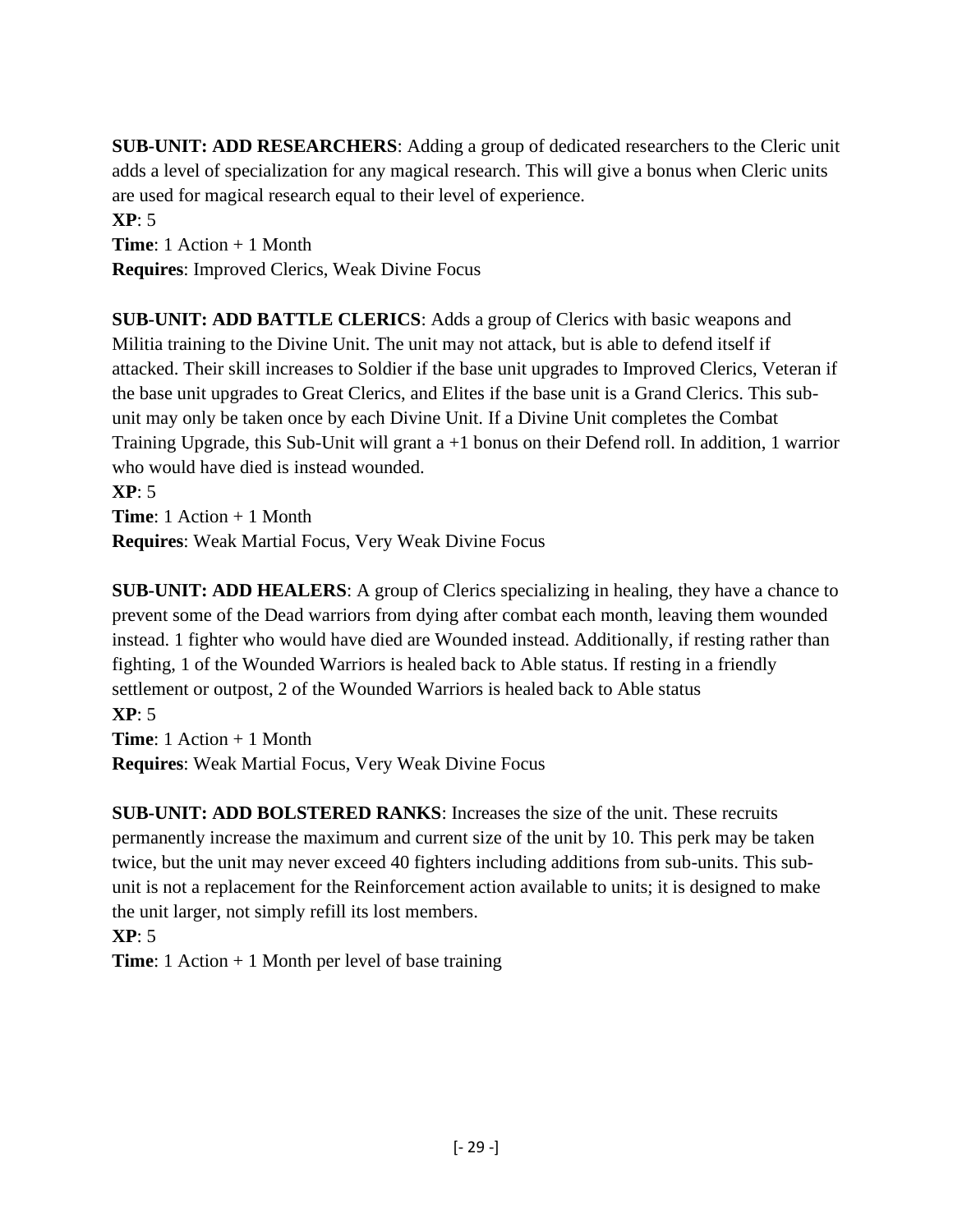**SUB-UNIT: ADD RESEARCHERS**: Adding a group of dedicated researchers to the Cleric unit adds a level of specialization for any magical research. This will give a bonus when Cleric units are used for magical research equal to their level of experience.
**XP**: 5
**Time**: 1 Action + 1 Month
**Requires**: Improved Clerics, Weak Divine Focus

**SUB-UNIT: ADD BATTLE CLERICS**: Adds a group of Clerics with basic weapons and Militia training to the Divine Unit. The unit may not attack, but is able to defend itself if attacked. Their skill increases to Soldier if the base unit upgrades to Improved Clerics, Veteran if the base unit upgrades to Great Clerics, and Elites if the base unit is a Grand Clerics. This sub-unit may only be taken once by each Divine Unit. If a Divine Unit completes the Combat Training Upgrade, this Sub-Unit will grant a +1 bonus on their Defend roll. In addition, 1 warrior who would have died is instead wounded.
**XP**: 5
**Time**: 1 Action + 1 Month
**Requires**: Weak Martial Focus, Very Weak Divine Focus

**SUB-UNIT: ADD HEALERS**: A group of Clerics specializing in healing, they have a chance to prevent some of the Dead warriors from dying after combat each month, leaving them wounded instead. 1 fighter who would have died are Wounded instead. Additionally, if resting rather than fighting, 1 of the Wounded Warriors is healed back to Able status. If resting in a friendly settlement or outpost, 2 of the Wounded Warriors is healed back to Able status
**XP**: 5
**Time**: 1 Action + 1 Month
**Requires**: Weak Martial Focus, Very Weak Divine Focus

**SUB-UNIT: ADD BOLSTERED RANKS**: Increases the size of the unit. These recruits permanently increase the maximum and current size of the unit by 10. This perk may be taken twice, but the unit may never exceed 40 fighters including additions from sub-units. This sub-unit is not a replacement for the Reinforcement action available to units; it is designed to make the unit larger, not simply refill its lost members.
**XP**: 5
**Time**: 1 Action + 1 Month per level of base training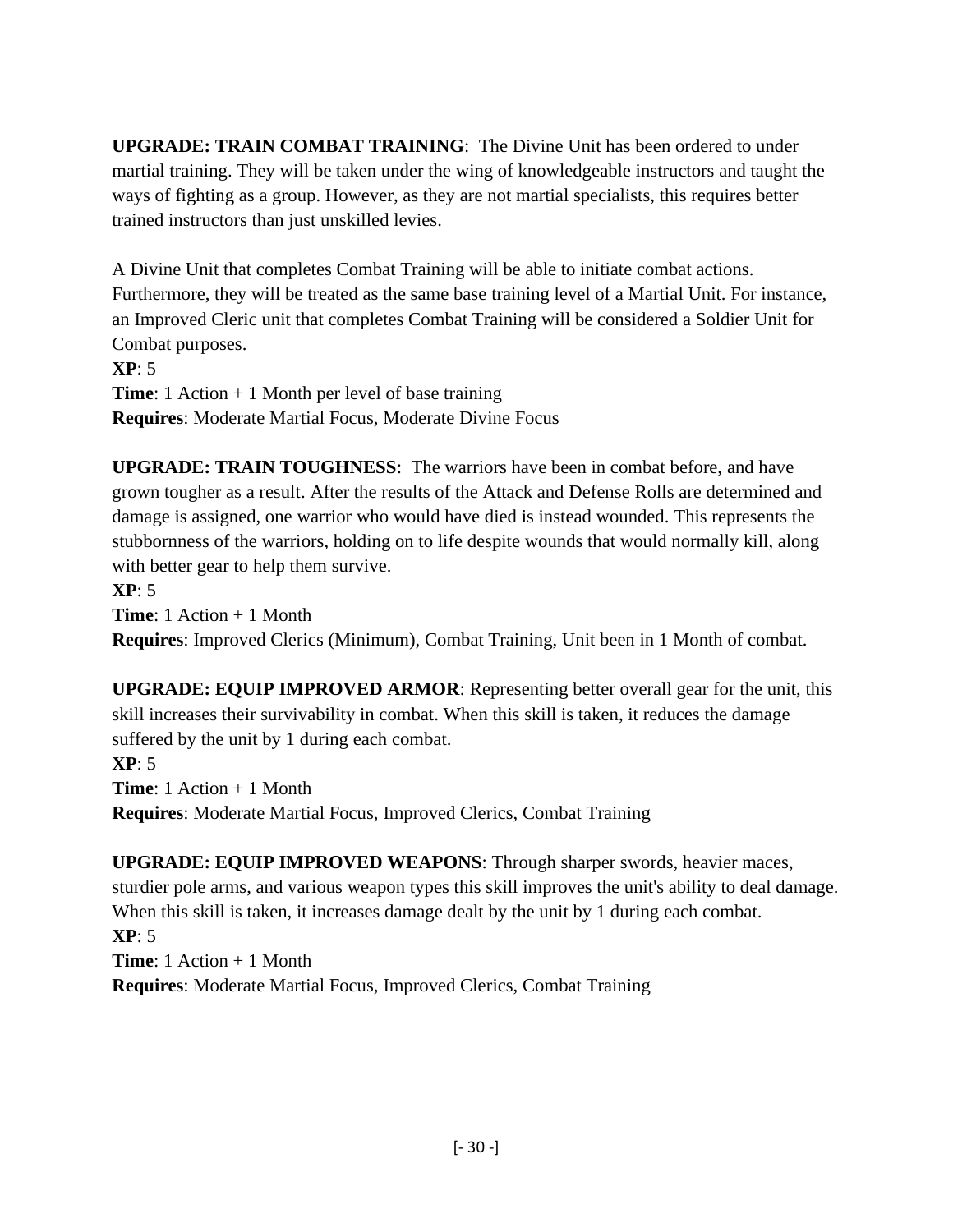**UPGRADE: TRAIN COMBAT TRAINING**: The Divine Unit has been ordered to under martial training. They will be taken under the wing of knowledgeable instructors and taught the ways of fighting as a group. However, as they are not martial specialists, this requires better trained instructors than just unskilled levies.

A Divine Unit that completes Combat Training will be able to initiate combat actions. Furthermore, they will be treated as the same base training level of a Martial Unit. For instance, an Improved Cleric unit that completes Combat Training will be considered a Soldier Unit for Combat purposes.
**XP**: 5
**Time**: 1 Action + 1 Month per level of base training
**Requires**: Moderate Martial Focus, Moderate Divine Focus

**UPGRADE: TRAIN TOUGHNESS**: The warriors have been in combat before, and have grown tougher as a result. After the results of the Attack and Defense Rolls are determined and damage is assigned, one warrior who would have died is instead wounded. This represents the stubbornness of the warriors, holding on to life despite wounds that would normally kill, along with better gear to help them survive.
**XP**: 5
**Time**: 1 Action + 1 Month
**Requires**: Improved Clerics (Minimum), Combat Training, Unit been in 1 Month of combat.

**UPGRADE: EQUIP IMPROVED ARMOR**: Representing better overall gear for the unit, this skill increases their survivability in combat. When this skill is taken, it reduces the damage suffered by the unit by 1 during each combat.
**XP**: 5
**Time**: 1 Action + 1 Month
**Requires**: Moderate Martial Focus, Improved Clerics, Combat Training

**UPGRADE: EQUIP IMPROVED WEAPONS**: Through sharper swords, heavier maces, sturdier pole arms, and various weapon types this skill improves the unit's ability to deal damage. When this skill is taken, it increases damage dealt by the unit by 1 during each combat.
**XP**: 5
**Time**: 1 Action + 1 Month
**Requires**: Moderate Martial Focus, Improved Clerics, Combat Training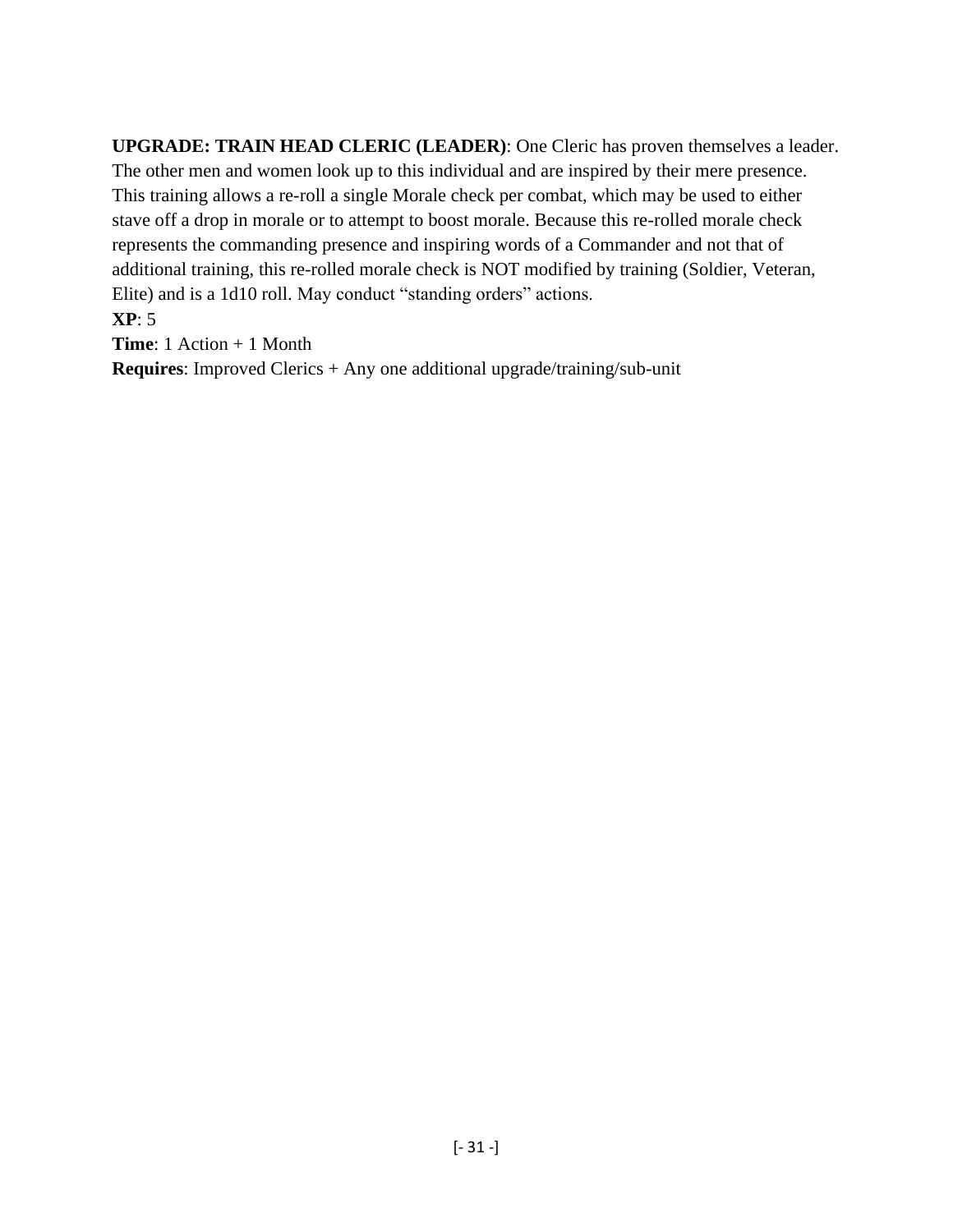**UPGRADE: TRAIN HEAD CLERIC (LEADER)**: One Cleric has proven themselves a leader. The other men and women look up to this individual and are inspired by their mere presence. This training allows a re-roll a single Morale check per combat, which may be used to either stave off a drop in morale or to attempt to boost morale. Because this re-rolled morale check represents the commanding presence and inspiring words of a Commander and not that of additional training, this re-rolled morale check is NOT modified by training (Soldier, Veteran, Elite) and is a 1d10 roll. May conduct "standing orders" actions.
**XP**: 5
**Time**: 1 Action + 1 Month
**Requires**: Improved Clerics + Any one additional upgrade/training/sub-unit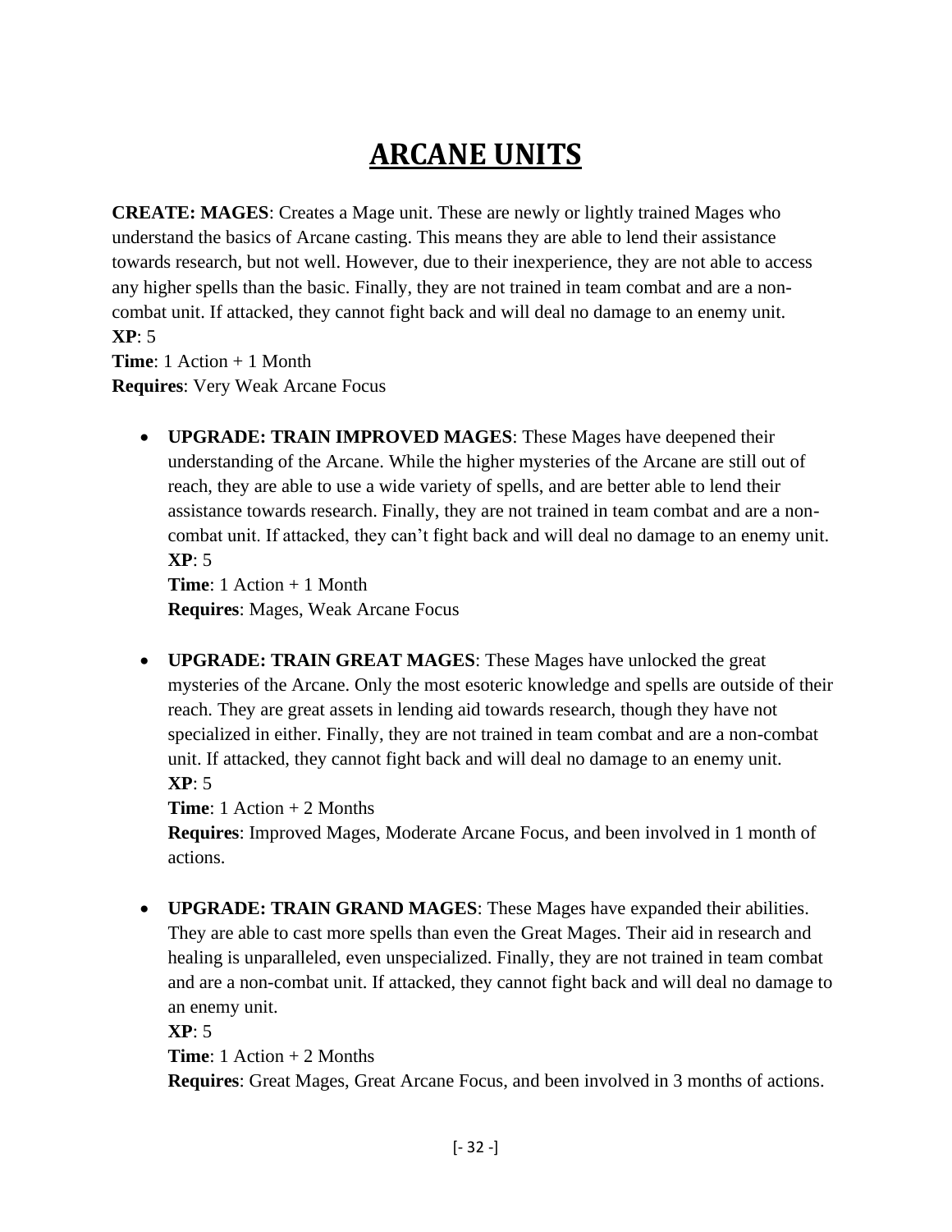# ARCANE UNITS

**CREATE: MAGES**: Creates a Mage unit. These are newly or lightly trained Mages who understand the basics of Arcane casting. This means they are able to lend their assistance towards research, but not well. However, due to their inexperience, they are not able to access any higher spells than the basic. Finally, they are not trained in team combat and are a non-combat unit. If attacked, they cannot fight back and will deal no damage to an enemy unit.
**XP**: 5
**Time**: 1 Action + 1 Month
**Requires**: Very Weak Arcane Focus

- **UPGRADE: TRAIN IMPROVED MAGES**: These Mages have deepened their understanding of the Arcane. While the higher mysteries of the Arcane are still out of reach, they are able to use a wide variety of spells, and are better able to lend their assistance towards research. Finally, they are not trained in team combat and are a non-combat unit. If attacked, they can't fight back and will deal no damage to an enemy unit.
  **XP**: 5
  **Time**: 1 Action + 1 Month
  **Requires**: Mages, Weak Arcane Focus

- **UPGRADE: TRAIN GREAT MAGES**: These Mages have unlocked the great mysteries of the Arcane. Only the most esoteric knowledge and spells are outside of their reach. They are great assets in lending aid towards research, though they have not specialized in either. Finally, they are not trained in team combat and are a non-combat unit. If attacked, they cannot fight back and will deal no damage to an enemy unit.
  **XP**: 5
  **Time**: 1 Action + 2 Months
  **Requires**: Improved Mages, Moderate Arcane Focus, and been involved in 1 month of actions.

- **UPGRADE: TRAIN GRAND MAGES**: These Mages have expanded their abilities. They are able to cast more spells than even the Great Mages. Their aid in research and healing is unparalleled, even unspecialized. Finally, they are not trained in team combat and are a non-combat unit. If attacked, they cannot fight back and will deal no damage to an enemy unit.
  **XP**: 5
  **Time**: 1 Action + 2 Months
  **Requires**: Great Mages, Great Arcane Focus, and been involved in 3 months of actions.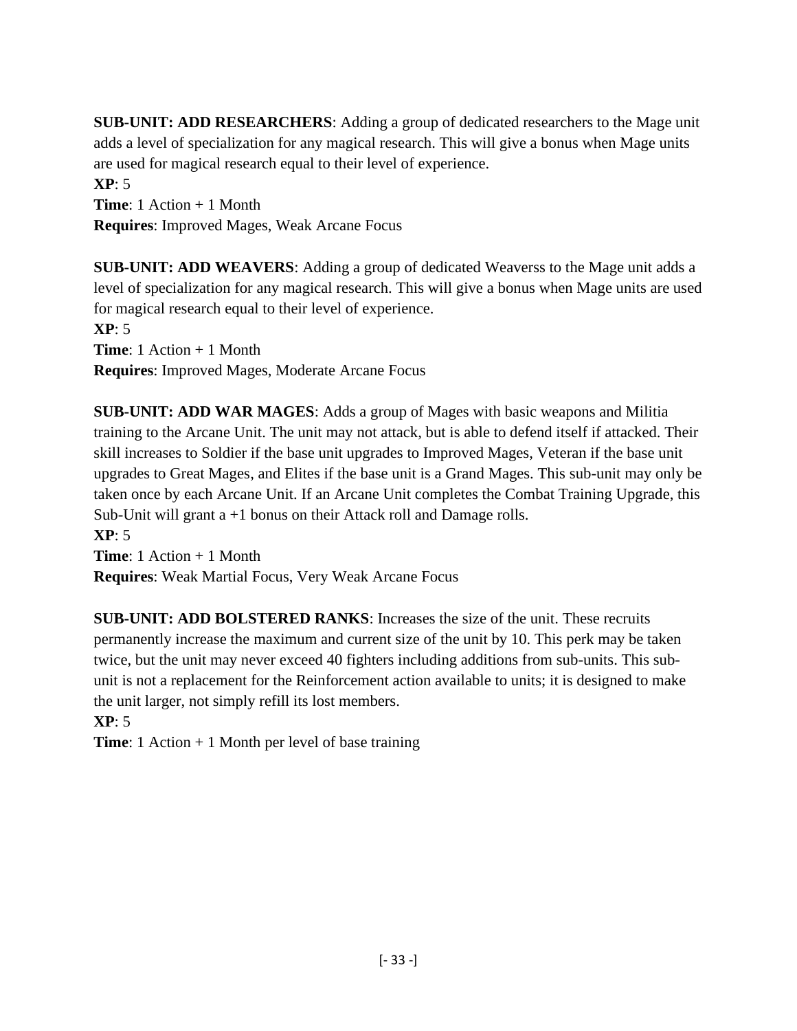**SUB-UNIT: ADD RESEARCHERS**: Adding a group of dedicated researchers to the Mage unit adds a level of specialization for any magical research. This will give a bonus when Mage units are used for magical research equal to their level of experience.
**XP**: 5
**Time**: 1 Action + 1 Month
**Requires**: Improved Mages, Weak Arcane Focus

**SUB-UNIT: ADD WEAVERS**: Adding a group of dedicated Weaverss to the Mage unit adds a level of specialization for any magical research. This will give a bonus when Mage units are used for magical research equal to their level of experience.
**XP**: 5
**Time**: 1 Action + 1 Month
**Requires**: Improved Mages, Moderate Arcane Focus

**SUB-UNIT: ADD WAR MAGES**: Adds a group of Mages with basic weapons and Militia training to the Arcane Unit. The unit may not attack, but is able to defend itself if attacked. Their skill increases to Soldier if the base unit upgrades to Improved Mages, Veteran if the base unit upgrades to Great Mages, and Elites if the base unit is a Grand Mages. This sub-unit may only be taken once by each Arcane Unit. If an Arcane Unit completes the Combat Training Upgrade, this Sub-Unit will grant a +1 bonus on their Attack roll and Damage rolls.
**XP**: 5
**Time**: 1 Action + 1 Month
**Requires**: Weak Martial Focus, Very Weak Arcane Focus

**SUB-UNIT: ADD BOLSTERED RANKS**: Increases the size of the unit. These recruits permanently increase the maximum and current size of the unit by 10. This perk may be taken twice, but the unit may never exceed 40 fighters including additions from sub-units. This sub-unit is not a replacement for the Reinforcement action available to units; it is designed to make the unit larger, not simply refill its lost members.
**XP**: 5
**Time**: 1 Action + 1 Month per level of base training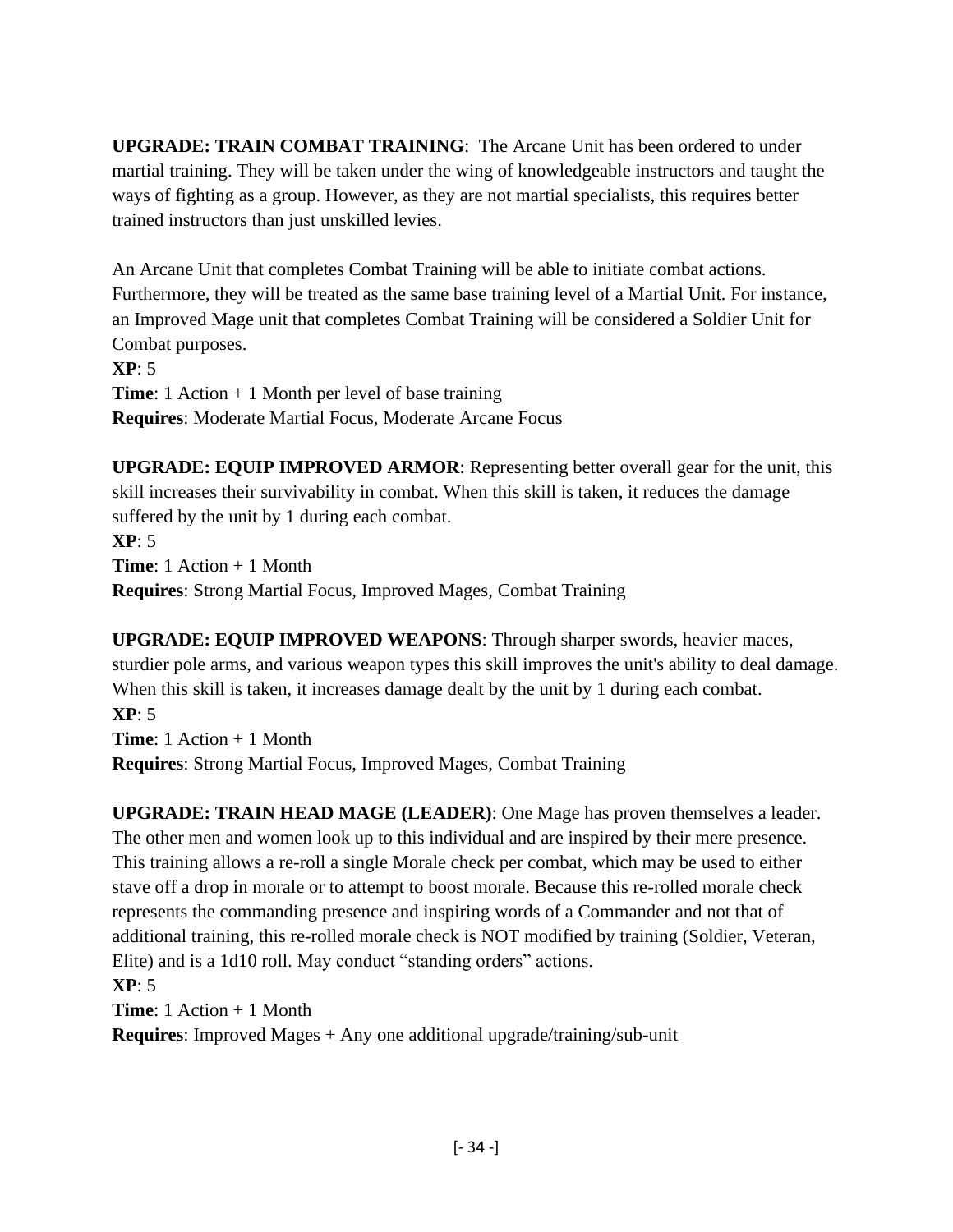**UPGRADE: TRAIN COMBAT TRAINING**: The Arcane Unit has been ordered to under martial training. They will be taken under the wing of knowledgeable instructors and taught the ways of fighting as a group. However, as they are not martial specialists, this requires better trained instructors than just unskilled levies.

An Arcane Unit that completes Combat Training will be able to initiate combat actions. Furthermore, they will be treated as the same base training level of a Martial Unit. For instance, an Improved Mage unit that completes Combat Training will be considered a Soldier Unit for Combat purposes.
**XP**: 5
**Time**: 1 Action + 1 Month per level of base training
**Requires**: Moderate Martial Focus, Moderate Arcane Focus

**UPGRADE: EQUIP IMPROVED ARMOR**: Representing better overall gear for the unit, this skill increases their survivability in combat. When this skill is taken, it reduces the damage suffered by the unit by 1 during each combat.
**XP**: 5
**Time**: 1 Action + 1 Month
**Requires**: Strong Martial Focus, Improved Mages, Combat Training

**UPGRADE: EQUIP IMPROVED WEAPONS**: Through sharper swords, heavier maces, sturdier pole arms, and various weapon types this skill improves the unit's ability to deal damage. When this skill is taken, it increases damage dealt by the unit by 1 during each combat.
**XP**: 5
**Time**: 1 Action + 1 Month
**Requires**: Strong Martial Focus, Improved Mages, Combat Training

**UPGRADE: TRAIN HEAD MAGE (LEADER)**: One Mage has proven themselves a leader. The other men and women look up to this individual and are inspired by their mere presence. This training allows a re-roll a single Morale check per combat, which may be used to either stave off a drop in morale or to attempt to boost morale. Because this re-rolled morale check represents the commanding presence and inspiring words of a Commander and not that of additional training, this re-rolled morale check is NOT modified by training (Soldier, Veteran, Elite) and is a 1d10 roll. May conduct "standing orders" actions.
**XP**: 5
**Time**: 1 Action + 1 Month
**Requires**: Improved Mages + Any one additional upgrade/training/sub-unit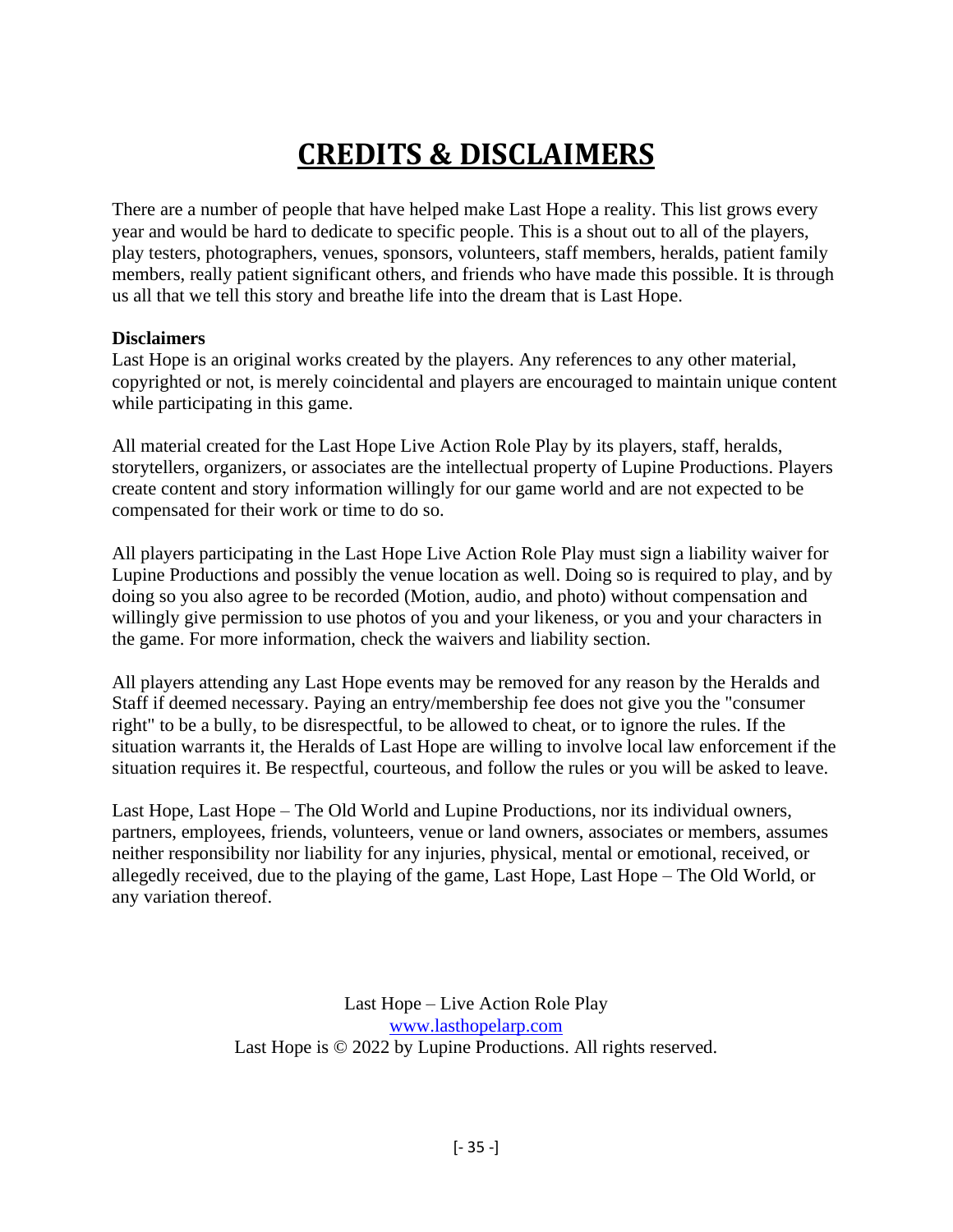# CREDITS & DISCLAIMERS

There are a number of people that have helped make Last Hope a reality. This list grows every year and would be hard to dedicate to specific people. This is a shout out to all of the players, play testers, photographers, venues, sponsors, volunteers, staff members, heralds, patient family members, really patient significant others, and friends who have made this possible. It is through us all that we tell this story and breathe life into the dream that is Last Hope.

**Disclaimers**

Last Hope is an original works created by the players. Any references to any other material, copyrighted or not, is merely coincidental and players are encouraged to maintain unique content while participating in this game.

All material created for the Last Hope Live Action Role Play by its players, staff, heralds, storytellers, organizers, or associates are the intellectual property of Lupine Productions. Players create content and story information willingly for our game world and are not expected to be compensated for their work or time to do so.

All players participating in the Last Hope Live Action Role Play must sign a liability waiver for Lupine Productions and possibly the venue location as well. Doing so is required to play, and by doing so you also agree to be recorded (Motion, audio, and photo) without compensation and willingly give permission to use photos of you and your likeness, or you and your characters in the game. For more information, check the waivers and liability section.

All players attending any Last Hope events may be removed for any reason by the Heralds and Staff if deemed necessary. Paying an entry/membership fee does not give you the "consumer right" to be a bully, to be disrespectful, to be allowed to cheat, or to ignore the rules. If the situation warrants it, the Heralds of Last Hope are willing to involve local law enforcement if the situation requires it. Be respectful, courteous, and follow the rules or you will be asked to leave.

Last Hope, Last Hope – The Old World and Lupine Productions, nor its individual owners, partners, employees, friends, volunteers, venue or land owners, associates or members, assumes neither responsibility nor liability for any injuries, physical, mental or emotional, received, or allegedly received, due to the playing of the game, Last Hope, Last Hope – The Old World, or any variation thereof.

Last Hope – Live Action Role Play
www.lasthopelarp.com
Last Hope is © 2022 by Lupine Productions. All rights reserved.